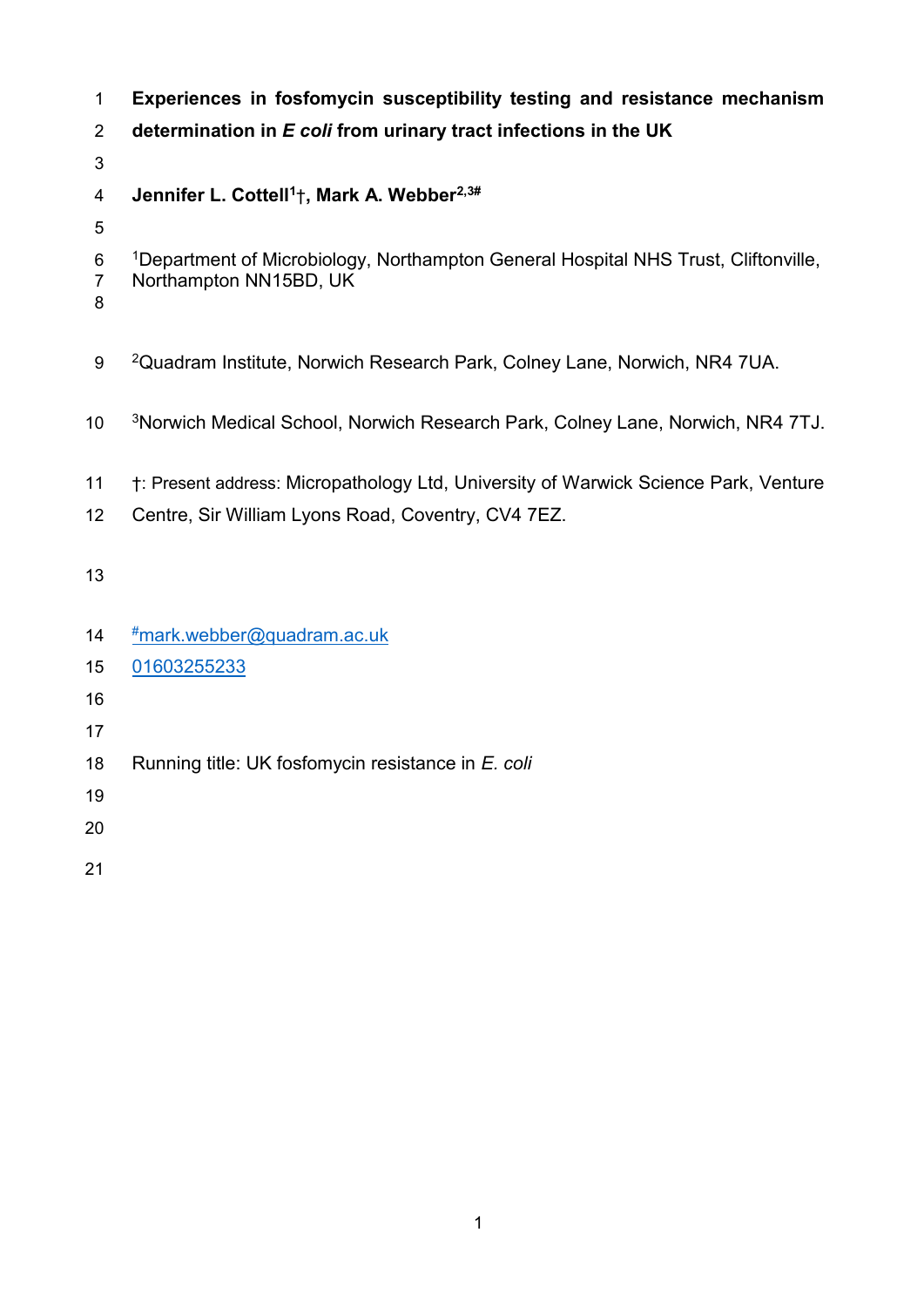# Experiences in fosfomycin susceptibility testing and resistance mechanism determination in *E coli* from urinary tract infections in the UK

**Jennifer L. Cottell[1]†, Mark A. Webber[2,3#]**

[1]Department of Microbiology, Northampton General Hospital NHS Trust, Cliftonville, Northampton NN15BD, UK

[2]Quadram Institute, Norwich Research Park, Colney Lane, Norwich, NR4 7UA.

[3]Norwich Medical School, Norwich Research Park, Colney Lane, Norwich, NR4 7TJ.

†: Present address: Micropathology Ltd, University of Warwick Science Park, Venture Centre, Sir William Lyons Road, Coventry, CV4 7EZ.

[#]mark.webber@quadram.ac.uk

01603255233

Running title: UK fosfomycin resistance in *E. coli*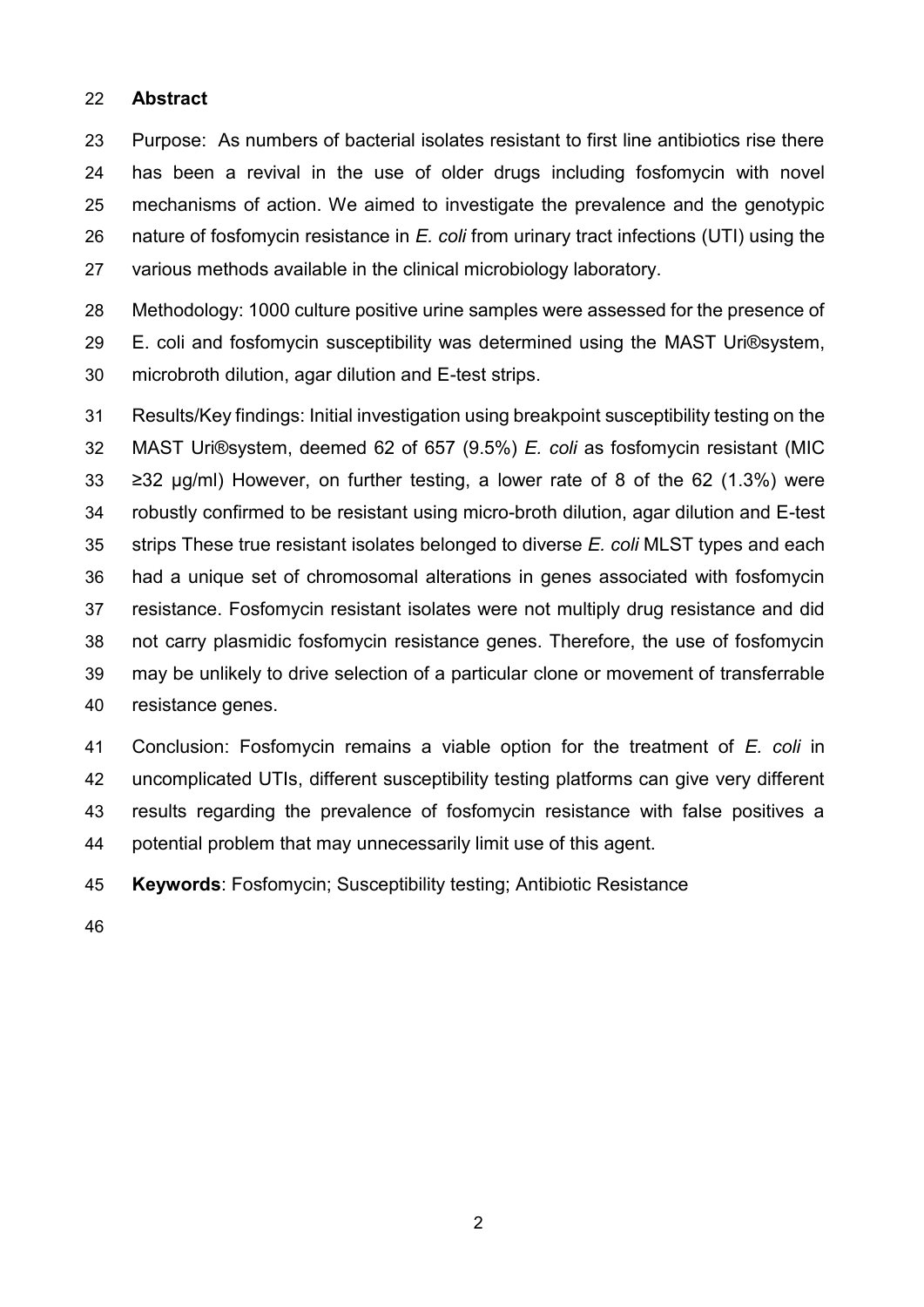## Abstract

Purpose: As numbers of bacterial isolates resistant to first line antibiotics rise there has been a revival in the use of older drugs including fosfomycin with novel mechanisms of action. We aimed to investigate the prevalence and the genotypic nature of fosfomycin resistance in *E. coli* from urinary tract infections (UTI) using the various methods available in the clinical microbiology laboratory.

Methodology: 1000 culture positive urine samples were assessed for the presence of E. coli and fosfomycin susceptibility was determined using the MAST Uri®system, microbroth dilution, agar dilution and E-test strips.

Results/Key findings: Initial investigation using breakpoint susceptibility testing on the MAST Uri®system, deemed 62 of 657 (9.5%) *E. coli* as fosfomycin resistant (MIC ≥32 μg/ml) However, on further testing, a lower rate of 8 of the 62 (1.3%) were robustly confirmed to be resistant using micro-broth dilution, agar dilution and E-test strips These true resistant isolates belonged to diverse *E. coli* MLST types and each had a unique set of chromosomal alterations in genes associated with fosfomycin resistance. Fosfomycin resistant isolates were not multiply drug resistance and did not carry plasmidic fosfomycin resistance genes. Therefore, the use of fosfomycin may be unlikely to drive selection of a particular clone or movement of transferrable resistance genes.

Conclusion: Fosfomycin remains a viable option for the treatment of *E. coli* in uncomplicated UTIs, different susceptibility testing platforms can give very different results regarding the prevalence of fosfomycin resistance with false positives a potential problem that may unnecessarily limit use of this agent.

**Keywords**: Fosfomycin; Susceptibility testing; Antibiotic Resistance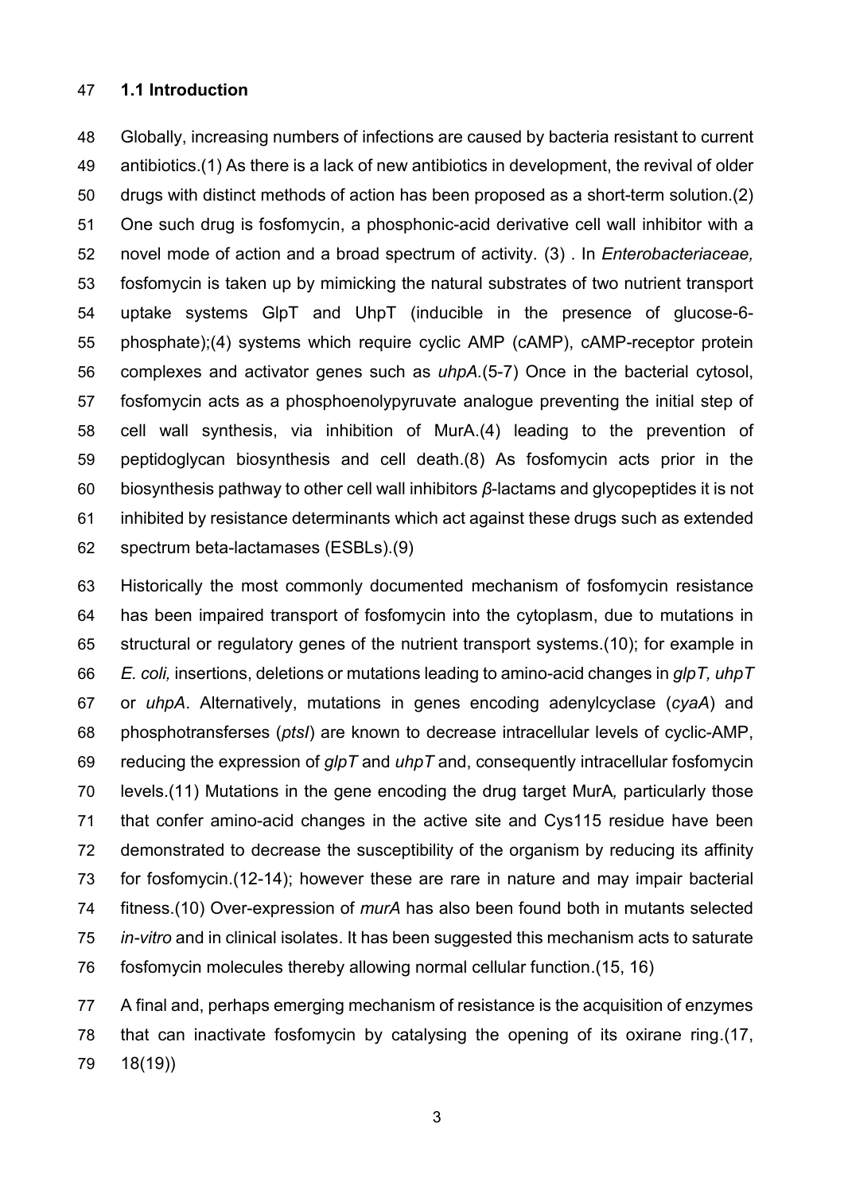## 1.1 Introduction

Globally, increasing numbers of infections are caused by bacteria resistant to current antibiotics.(1) As there is a lack of new antibiotics in development, the revival of older drugs with distinct methods of action has been proposed as a short-term solution.(2) One such drug is fosfomycin, a phosphonic-acid derivative cell wall inhibitor with a novel mode of action and a broad spectrum of activity. (3) . In *Enterobacteriaceae,* fosfomycin is taken up by mimicking the natural substrates of two nutrient transport uptake systems GlpT and UhpT (inducible in the presence of glucose-6-phosphate);(4) systems which require cyclic AMP (cAMP), cAMP-receptor protein complexes and activator genes such as *uhpA*.(5-7) Once in the bacterial cytosol, fosfomycin acts as a phosphoenolypyruvate analogue preventing the initial step of cell wall synthesis, via inhibition of MurA.(4) leading to the prevention of peptidoglycan biosynthesis and cell death.(8) As fosfomycin acts prior in the biosynthesis pathway to other cell wall inhibitors *β*-lactams and glycopeptides it is not inhibited by resistance determinants which act against these drugs such as extended spectrum beta-lactamases (ESBLs).(9)

Historically the most commonly documented mechanism of fosfomycin resistance has been impaired transport of fosfomycin into the cytoplasm, due to mutations in structural or regulatory genes of the nutrient transport systems.(10); for example in *E. coli,* insertions, deletions or mutations leading to amino-acid changes in *glpT, uhpT* or *uhpA*. Alternatively, mutations in genes encoding adenylcyclase (*cyaA*) and phosphotransferses (*ptsI*) are known to decrease intracellular levels of cyclic-AMP, reducing the expression of *glpT* and *uhpT* and, consequently intracellular fosfomycin levels.(11) Mutations in the gene encoding the drug target MurA*,* particularly those that confer amino-acid changes in the active site and Cys115 residue have been demonstrated to decrease the susceptibility of the organism by reducing its affinity for fosfomycin.(12-14); however these are rare in nature and may impair bacterial fitness.(10) Over-expression of *murA* has also been found both in mutants selected *in-vitro* and in clinical isolates. It has been suggested this mechanism acts to saturate fosfomycin molecules thereby allowing normal cellular function.(15, 16)

A final and, perhaps emerging mechanism of resistance is the acquisition of enzymes that can inactivate fosfomycin by catalysing the opening of its oxirane ring.(17, 18(19))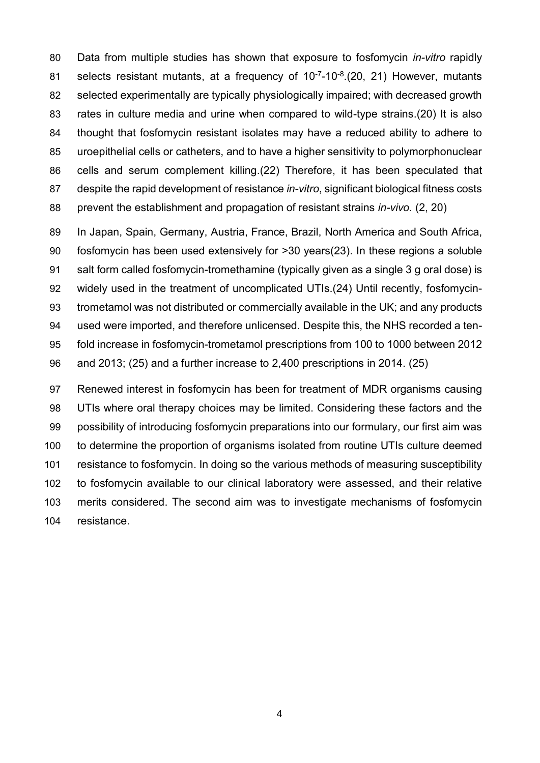Data from multiple studies has shown that exposure to fosfomycin *in-vitro* rapidly selects resistant mutants, at a frequency of $10^{-7}$-$10^{-8}$.(20, 21) However, mutants selected experimentally are typically physiologically impaired; with decreased growth rates in culture media and urine when compared to wild-type strains.(20) It is also thought that fosfomycin resistant isolates may have a reduced ability to adhere to uroepithelial cells or catheters, and to have a higher sensitivity to polymorphonuclear cells and serum complement killing.(22) Therefore, it has been speculated that despite the rapid development of resistance *in-vitro*, significant biological fitness costs prevent the establishment and propagation of resistant strains *in-vivo.* (2, 20)

In Japan, Spain, Germany, Austria, France, Brazil, North America and South Africa, fosfomycin has been used extensively for >30 years(23). In these regions a soluble salt form called fosfomycin-tromethamine (typically given as a single 3 g oral dose) is widely used in the treatment of uncomplicated UTIs.(24) Until recently, fosfomycin-trometamol was not distributed or commercially available in the UK; and any products used were imported, and therefore unlicensed. Despite this, the NHS recorded a ten-fold increase in fosfomycin-trometamol prescriptions from 100 to 1000 between 2012 and 2013; (25) and a further increase to 2,400 prescriptions in 2014. (25)

Renewed interest in fosfomycin has been for treatment of MDR organisms causing UTIs where oral therapy choices may be limited. Considering these factors and the possibility of introducing fosfomycin preparations into our formulary, our first aim was to determine the proportion of organisms isolated from routine UTIs culture deemed resistance to fosfomycin. In doing so the various methods of measuring susceptibility to fosfomycin available to our clinical laboratory were assessed, and their relative merits considered. The second aim was to investigate mechanisms of fosfomycin resistance.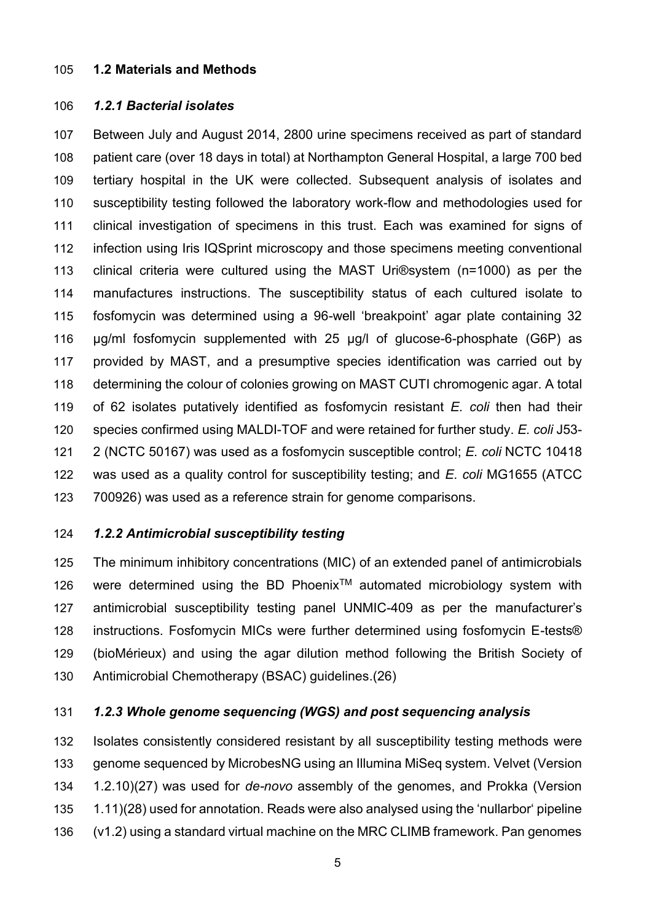## 1.2 Materials and Methods

### *1.2.1 Bacterial isolates*

Between July and August 2014, 2800 urine specimens received as part of standard patient care (over 18 days in total) at Northampton General Hospital, a large 700 bed tertiary hospital in the UK were collected. Subsequent analysis of isolates and susceptibility testing followed the laboratory work-flow and methodologies used for clinical investigation of specimens in this trust. Each was examined for signs of infection using Iris IQSprint microscopy and those specimens meeting conventional clinical criteria were cultured using the MAST Uri®system (n=1000) as per the manufactures instructions. The susceptibility status of each cultured isolate to fosfomycin was determined using a 96-well 'breakpoint' agar plate containing 32 µg/ml fosfomycin supplemented with 25 µg/l of glucose-6-phosphate (G6P) as provided by MAST, and a presumptive species identification was carried out by determining the colour of colonies growing on MAST CUTI chromogenic agar. A total of 62 isolates putatively identified as fosfomycin resistant *E. coli* then had their species confirmed using MALDI-TOF and were retained for further study. *E. coli* J53-2 (NCTC 50167) was used as a fosfomycin susceptible control; *E. coli* NCTC 10418 was used as a quality control for susceptibility testing; and *E. coli* MG1655 (ATCC 700926) was used as a reference strain for genome comparisons.

### *1.2.2 Antimicrobial susceptibility testing*

The minimum inhibitory concentrations (MIC) of an extended panel of antimicrobials were determined using the BD Phoenix™ automated microbiology system with antimicrobial susceptibility testing panel UNMIC-409 as per the manufacturer's instructions. Fosfomycin MICs were further determined using fosfomycin E-tests® (bioMérieux) and using the agar dilution method following the British Society of Antimicrobial Chemotherapy (BSAC) guidelines.(26)

### *1.2.3 Whole genome sequencing (WGS) and post sequencing analysis*

Isolates consistently considered resistant by all susceptibility testing methods were genome sequenced by MicrobesNG using an Illumina MiSeq system. Velvet (Version 1.2.10)(27) was used for *de-novo* assembly of the genomes, and Prokka (Version 1.11)(28) used for annotation. Reads were also analysed using the 'nullarbor' pipeline (v1.2) using a standard virtual machine on the MRC CLIMB framework. Pan genomes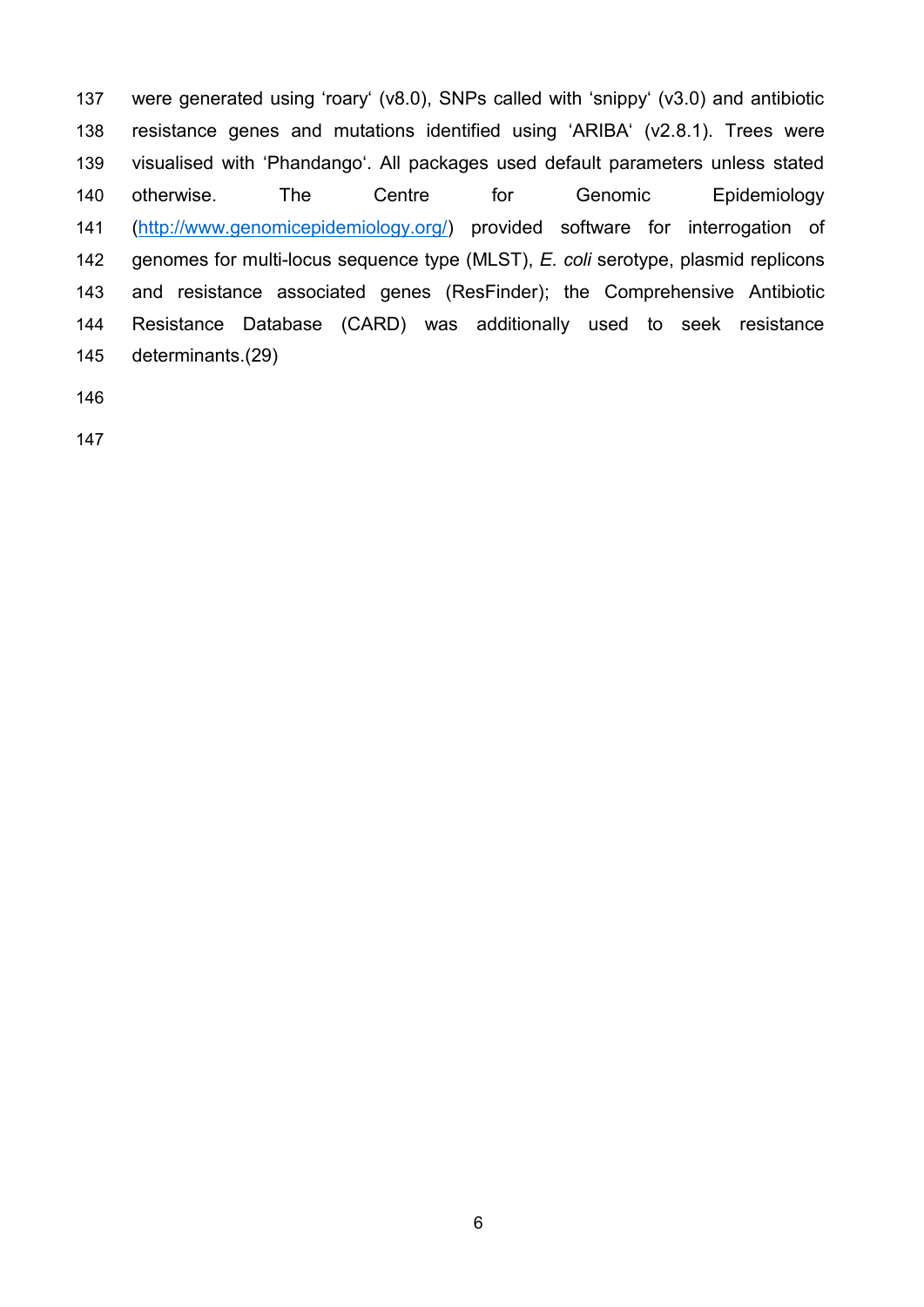were generated using ‘roary‘ (v8.0), SNPs called with ‘snippy‘ (v3.0) and antibiotic resistance genes and mutations identified using ‘ARIBA‘ (v2.8.1). Trees were visualised with ‘Phandango‘. All packages used default parameters unless stated otherwise. The Centre for Genomic Epidemiology (http://www.genomicepidemiology.org/) provided software for interrogation of genomes for multi-locus sequence type (MLST), *E. coli* serotype, plasmid replicons and resistance associated genes (ResFinder); the Comprehensive Antibiotic Resistance Database (CARD) was additionally used to seek resistance determinants.(29)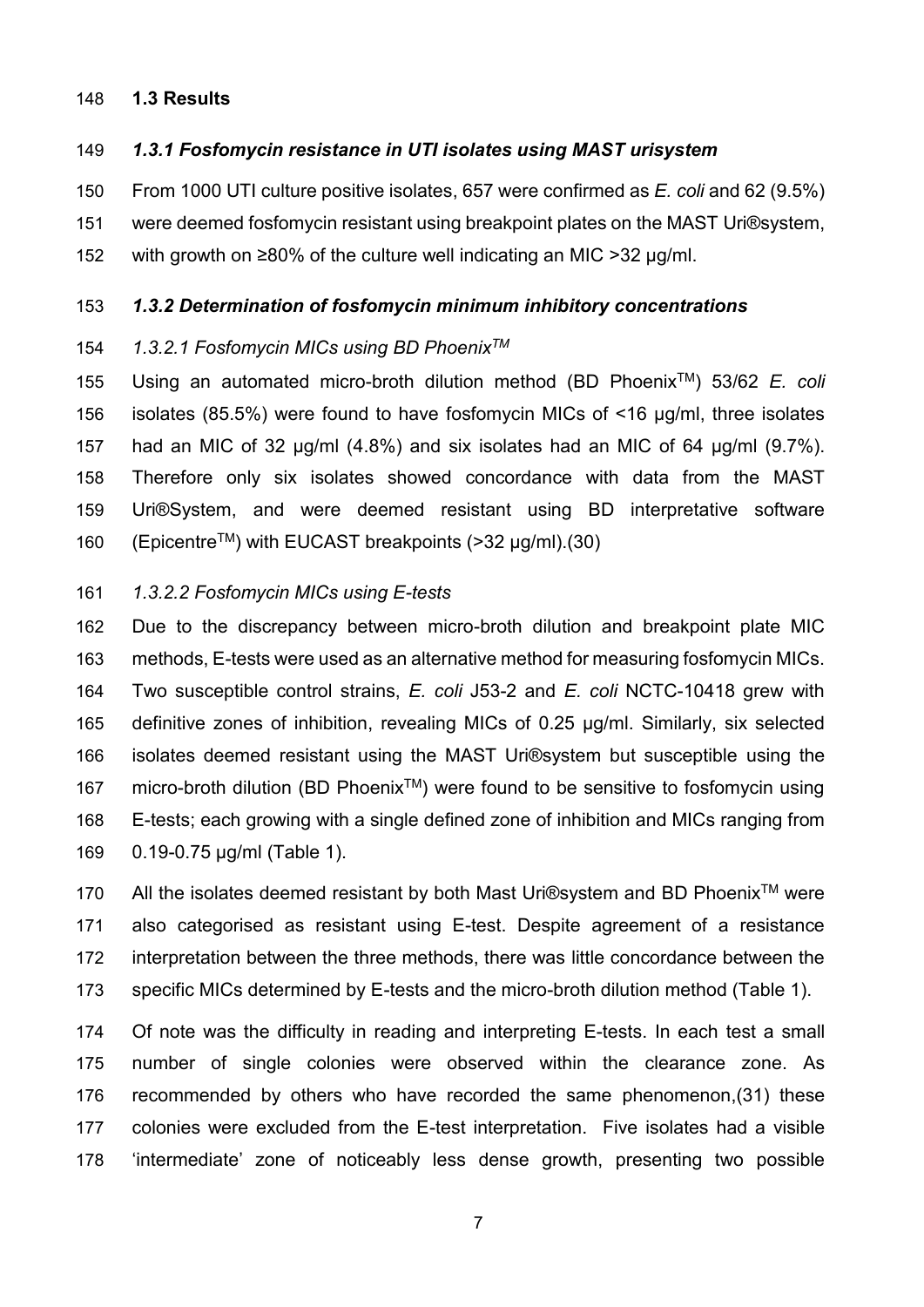## 1.3 Results

### *1.3.1 Fosfomycin resistance in UTI isolates using MAST urisystem*

From 1000 UTI culture positive isolates, 657 were confirmed as *E. coli* and 62 (9.5%) were deemed fosfomycin resistant using breakpoint plates on the MAST Uri®system, with growth on ≥80% of the culture well indicating an MIC >32 µg/ml.

### *1.3.2 Determination of fosfomycin minimum inhibitory concentrations*

#### *1.3.2.1 Fosfomycin MICs using BD Phoenix™*

Using an automated micro-broth dilution method (BD Phoenix™) 53/62 *E. coli* isolates (85.5%) were found to have fosfomycin MICs of <16 µg/ml, three isolates had an MIC of 32 µg/ml (4.8%) and six isolates had an MIC of 64 µg/ml (9.7%). Therefore only six isolates showed concordance with data from the MAST Uri®System, and were deemed resistant using BD interpretative software (Epicentre™) with EUCAST breakpoints (>32 µg/ml).(30)

#### *1.3.2.2 Fosfomycin MICs using E-tests*

Due to the discrepancy between micro-broth dilution and breakpoint plate MIC methods, E-tests were used as an alternative method for measuring fosfomycin MICs. Two susceptible control strains, *E. coli* J53-2 and *E. coli* NCTC-10418 grew with definitive zones of inhibition, revealing MICs of 0.25 µg/ml. Similarly, six selected isolates deemed resistant using the MAST Uri®system but susceptible using the micro-broth dilution (BD Phoenix™) were found to be sensitive to fosfomycin using E-tests; each growing with a single defined zone of inhibition and MICs ranging from 0.19-0.75 µg/ml (Table 1).

All the isolates deemed resistant by both Mast Uri®system and BD Phoenix™ were also categorised as resistant using E-test. Despite agreement of a resistance interpretation between the three methods, there was little concordance between the specific MICs determined by E-tests and the micro-broth dilution method (Table 1).

Of note was the difficulty in reading and interpreting E-tests. In each test a small number of single colonies were observed within the clearance zone. As recommended by others who have recorded the same phenomenon,(31) these colonies were excluded from the E-test interpretation. Five isolates had a visible 'intermediate' zone of noticeably less dense growth, presenting two possible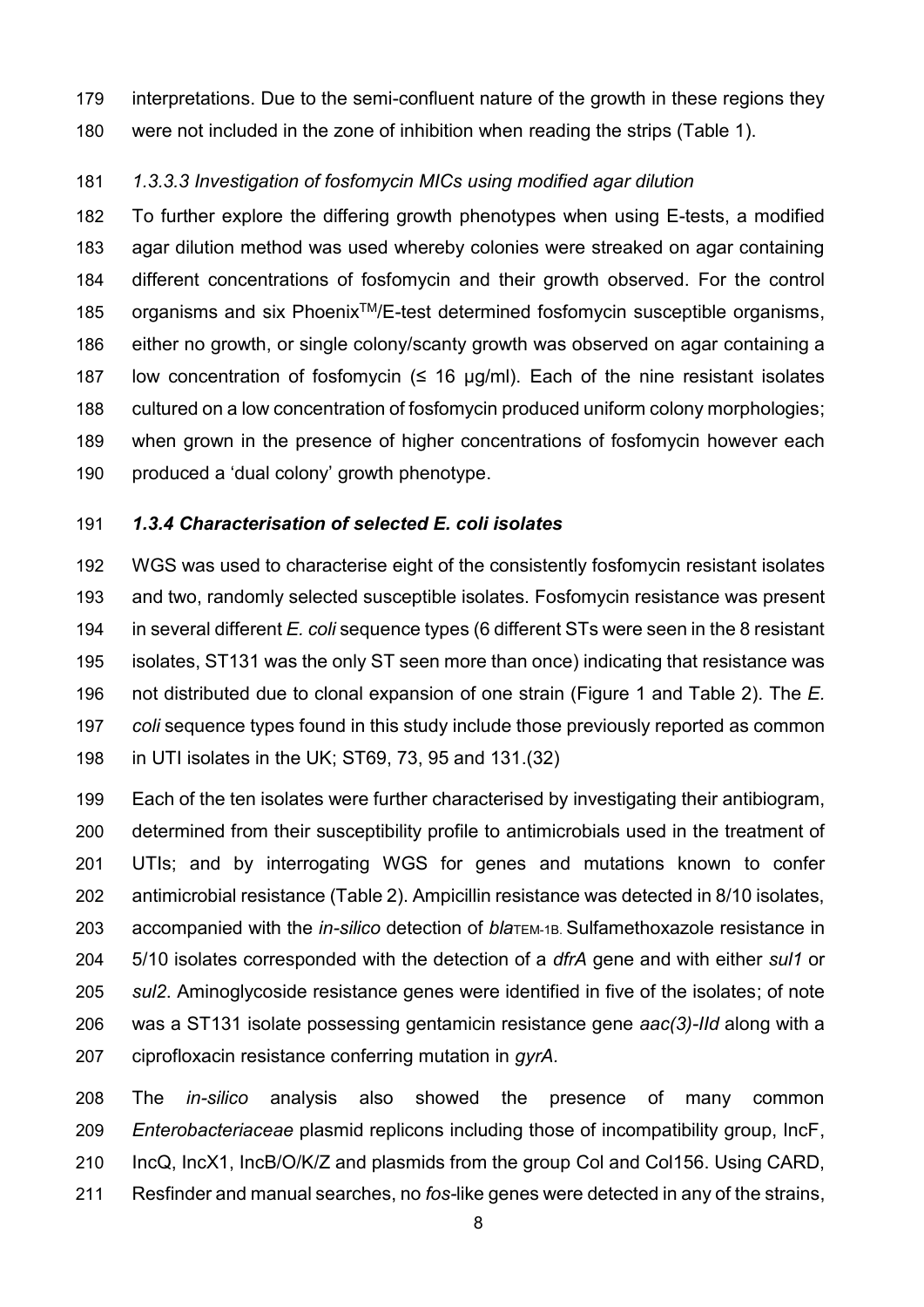interpretations. Due to the semi-confluent nature of the growth in these regions they were not included in the zone of inhibition when reading the strips (Table 1).

*1.3.3.3 Investigation of fosfomycin MICs using modified agar dilution*

To further explore the differing growth phenotypes when using E-tests, a modified agar dilution method was used whereby colonies were streaked on agar containing different concentrations of fosfomycin and their growth observed. For the control organisms and six Phoenix$^{TM}$/E-test determined fosfomycin susceptible organisms, either no growth, or single colony/scanty growth was observed on agar containing a low concentration of fosfomycin (≤ 16 µg/ml). Each of the nine resistant isolates cultured on a low concentration of fosfomycin produced uniform colony morphologies; when grown in the presence of higher concentrations of fosfomycin however each produced a 'dual colony' growth phenotype.

### *1.3.4 Characterisation of selected E. coli isolates*

WGS was used to characterise eight of the consistently fosfomycin resistant isolates and two, randomly selected susceptible isolates. Fosfomycin resistance was present in several different *E. coli* sequence types (6 different STs were seen in the 8 resistant isolates, ST131 was the only ST seen more than once) indicating that resistance was not distributed due to clonal expansion of one strain (Figure 1 and Table 2). The *E. coli* sequence types found in this study include those previously reported as common in UTI isolates in the UK; ST69, 73, 95 and 131.(32)

Each of the ten isolates were further characterised by investigating their antibiogram, determined from their susceptibility profile to antimicrobials used in the treatment of UTIs; and by interrogating WGS for genes and mutations known to confer antimicrobial resistance (Table 2). Ampicillin resistance was detected in 8/10 isolates, accompanied with the *in-silico* detection of *bla*$_{TEM-1B}$. Sulfamethoxazole resistance in 5/10 isolates corresponded with the detection of a *dfrA* gene and with either *sul1* or *sul2*. Aminoglycoside resistance genes were identified in five of the isolates; of note was a ST131 isolate possessing gentamicin resistance gene *aac(3)-IId* along with a ciprofloxacin resistance conferring mutation in *gyrA*.

The *in-silico* analysis also showed the presence of many common *Enterobacteriaceae* plasmid replicons including those of incompatibility group, IncF, IncQ, IncX1, IncB/O/K/Z and plasmids from the group Col and Col156. Using CARD, Resfinder and manual searches, no *fos*-like genes were detected in any of the strains,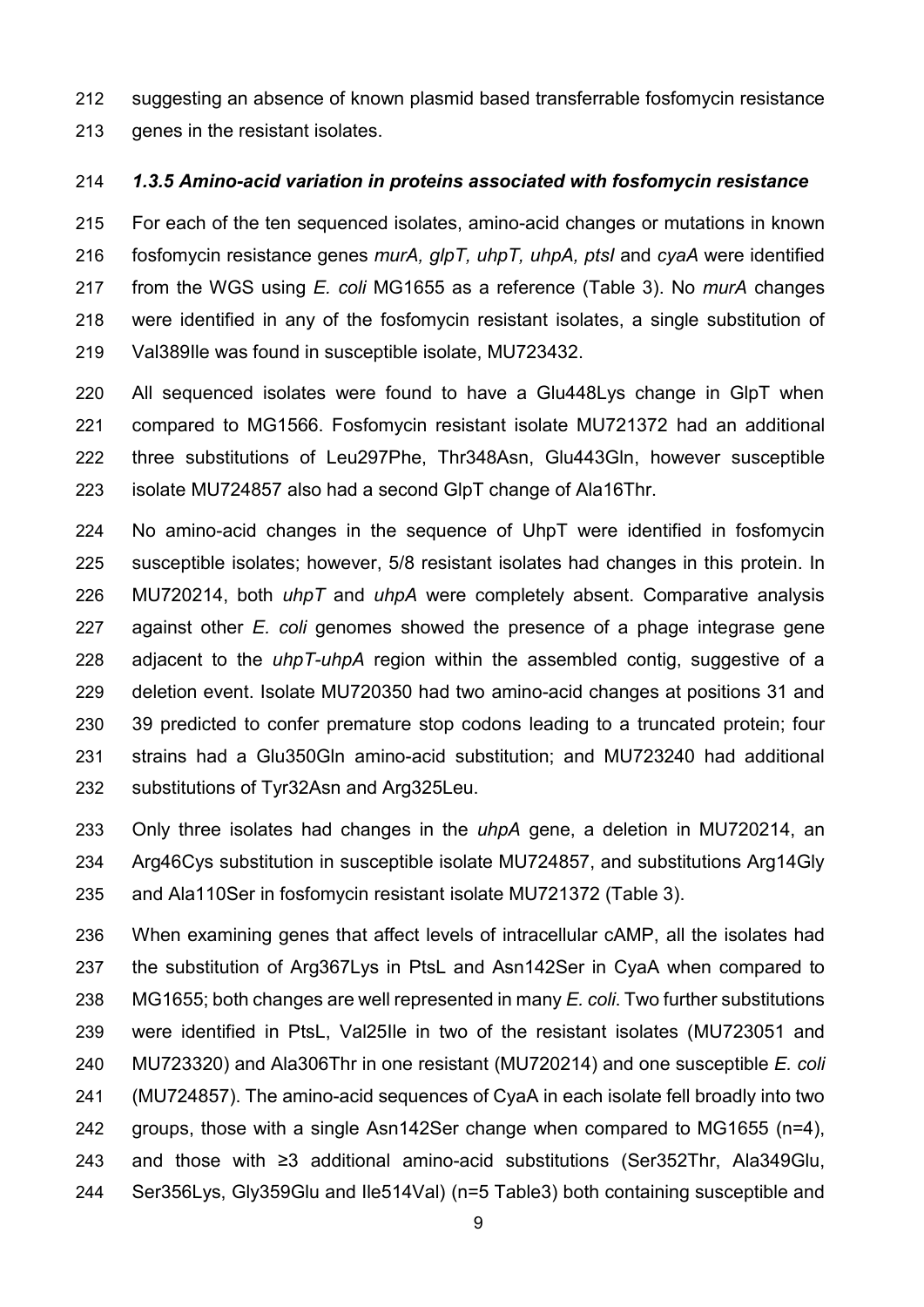suggesting an absence of known plasmid based transferrable fosfomycin resistance genes in the resistant isolates.

### *1.3.5 Amino-acid variation in proteins associated with fosfomycin resistance*

For each of the ten sequenced isolates, amino-acid changes or mutations in known fosfomycin resistance genes *murA, glpT, uhpT, uhpA, ptsI* and *cyaA* were identified from the WGS using *E. coli* MG1655 as a reference (Table 3). No *murA* changes were identified in any of the fosfomycin resistant isolates, a single substitution of Val389Ile was found in susceptible isolate, MU723432.

All sequenced isolates were found to have a Glu448Lys change in GlpT when compared to MG1566. Fosfomycin resistant isolate MU721372 had an additional three substitutions of Leu297Phe, Thr348Asn, Glu443Gln, however susceptible isolate MU724857 also had a second GlpT change of Ala16Thr.

No amino-acid changes in the sequence of UhpT were identified in fosfomycin susceptible isolates; however, 5/8 resistant isolates had changes in this protein. In MU720214, both *uhpT* and *uhpA* were completely absent. Comparative analysis against other *E. coli* genomes showed the presence of a phage integrase gene adjacent to the *uhpT-uhpA* region within the assembled contig, suggestive of a deletion event. Isolate MU720350 had two amino-acid changes at positions 31 and 39 predicted to confer premature stop codons leading to a truncated protein; four strains had a Glu350Gln amino-acid substitution; and MU723240 had additional substitutions of Tyr32Asn and Arg325Leu.

Only three isolates had changes in the *uhpA* gene, a deletion in MU720214, an Arg46Cys substitution in susceptible isolate MU724857, and substitutions Arg14Gly and Ala110Ser in fosfomycin resistant isolate MU721372 (Table 3).

When examining genes that affect levels of intracellular cAMP, all the isolates had the substitution of Arg367Lys in PtsL and Asn142Ser in CyaA when compared to MG1655; both changes are well represented in many *E. coli*. Two further substitutions were identified in PtsL, Val25Ile in two of the resistant isolates (MU723051 and MU723320) and Ala306Thr in one resistant (MU720214) and one susceptible *E. coli* (MU724857). The amino-acid sequences of CyaA in each isolate fell broadly into two groups, those with a single Asn142Ser change when compared to MG1655 (n=4), and those with ≥3 additional amino-acid substitutions (Ser352Thr, Ala349Glu, Ser356Lys, Gly359Glu and Ile514Val) (n=5 Table3) both containing susceptible and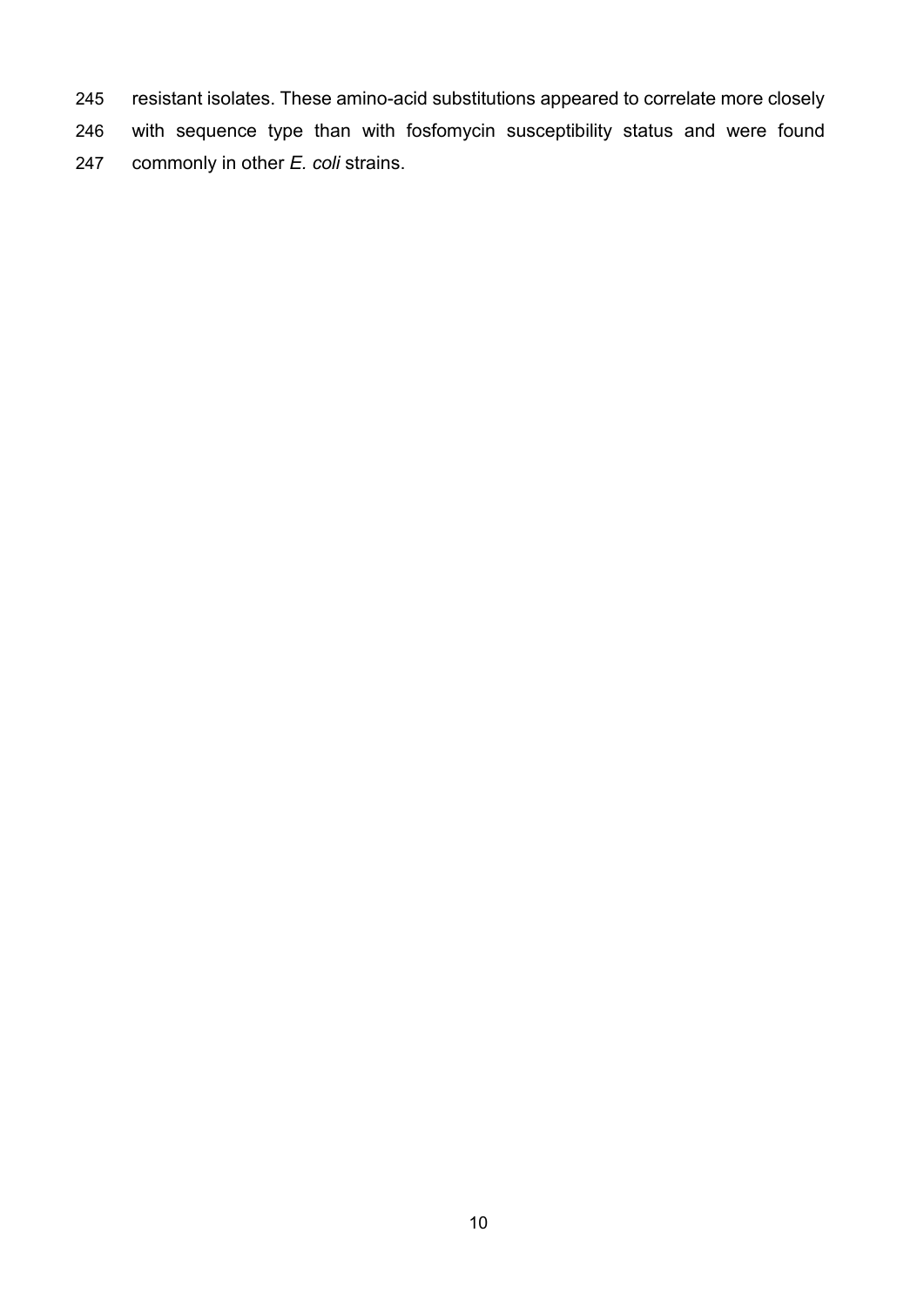resistant isolates. These amino-acid substitutions appeared to correlate more closely with sequence type than with fosfomycin susceptibility status and were found commonly in other *E. coli* strains.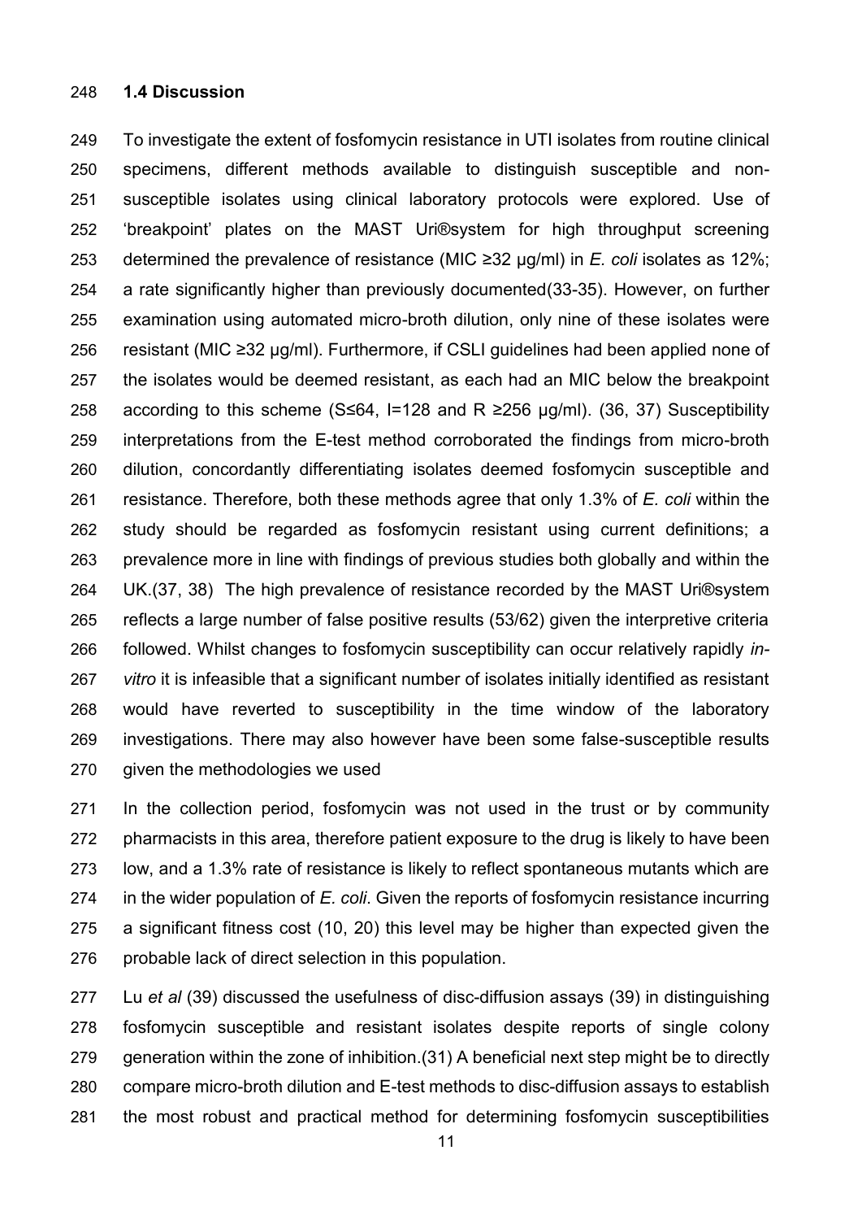### 1.4 Discussion

To investigate the extent of fosfomycin resistance in UTI isolates from routine clinical specimens, different methods available to distinguish susceptible and non-susceptible isolates using clinical laboratory protocols were explored. Use of 'breakpoint' plates on the MAST Uri®system for high throughput screening determined the prevalence of resistance (MIC ≥32 µg/ml) in *E. coli* isolates as 12%; a rate significantly higher than previously documented(33-35). However, on further examination using automated micro-broth dilution, only nine of these isolates were resistant (MIC ≥32 µg/ml). Furthermore, if CSLI guidelines had been applied none of the isolates would be deemed resistant, as each had an MIC below the breakpoint according to this scheme (S≤64, I=128 and R ≥256 µg/ml). (36, 37) Susceptibility interpretations from the E-test method corroborated the findings from micro-broth dilution, concordantly differentiating isolates deemed fosfomycin susceptible and resistance. Therefore, both these methods agree that only 1.3% of *E. coli* within the study should be regarded as fosfomycin resistant using current definitions; a prevalence more in line with findings of previous studies both globally and within the UK.(37, 38) The high prevalence of resistance recorded by the MAST Uri®system reflects a large number of false positive results (53/62) given the interpretive criteria followed. Whilst changes to fosfomycin susceptibility can occur relatively rapidly *in-vitro* it is infeasible that a significant number of isolates initially identified as resistant would have reverted to susceptibility in the time window of the laboratory investigations. There may also however have been some false-susceptible results given the methodologies we used

In the collection period, fosfomycin was not used in the trust or by community pharmacists in this area, therefore patient exposure to the drug is likely to have been low, and a 1.3% rate of resistance is likely to reflect spontaneous mutants which are in the wider population of *E. coli*. Given the reports of fosfomycin resistance incurring a significant fitness cost (10, 20) this level may be higher than expected given the probable lack of direct selection in this population.

Lu *et al* (39) discussed the usefulness of disc-diffusion assays (39) in distinguishing fosfomycin susceptible and resistant isolates despite reports of single colony generation within the zone of inhibition.(31) A beneficial next step might be to directly compare micro-broth dilution and E-test methods to disc-diffusion assays to establish the most robust and practical method for determining fosfomycin susceptibilities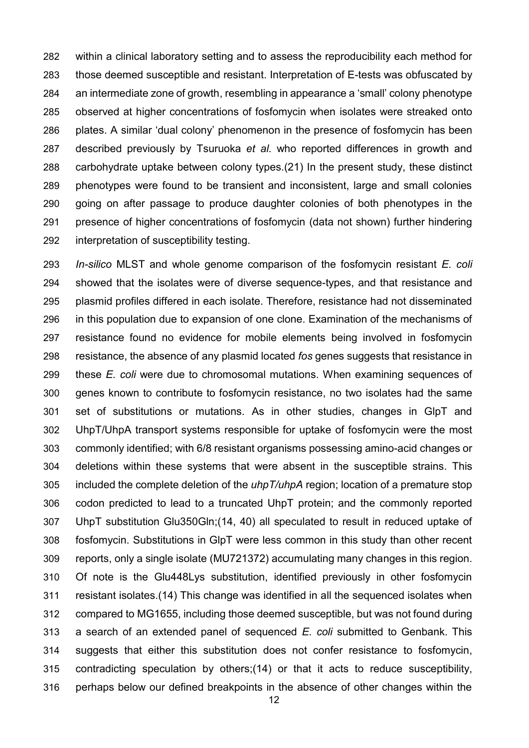within a clinical laboratory setting and to assess the reproducibility each method for those deemed susceptible and resistant. Interpretation of E-tests was obfuscated by an intermediate zone of growth, resembling in appearance a 'small' colony phenotype observed at higher concentrations of fosfomycin when isolates were streaked onto plates. A similar 'dual colony' phenomenon in the presence of fosfomycin has been described previously by Tsuruoka *et al.* who reported differences in growth and carbohydrate uptake between colony types.(21) In the present study, these distinct phenotypes were found to be transient and inconsistent, large and small colonies going on after passage to produce daughter colonies of both phenotypes in the presence of higher concentrations of fosfomycin (data not shown) further hindering interpretation of susceptibility testing.

*In-silico* MLST and whole genome comparison of the fosfomycin resistant *E. coli* showed that the isolates were of diverse sequence-types, and that resistance and plasmid profiles differed in each isolate. Therefore, resistance had not disseminated in this population due to expansion of one clone. Examination of the mechanisms of resistance found no evidence for mobile elements being involved in fosfomycin resistance, the absence of any plasmid located *fos* genes suggests that resistance in these *E. coli* were due to chromosomal mutations. When examining sequences of genes known to contribute to fosfomycin resistance, no two isolates had the same set of substitutions or mutations. As in other studies, changes in GlpT and UhpT/UhpA transport systems responsible for uptake of fosfomycin were the most commonly identified; with 6/8 resistant organisms possessing amino-acid changes or deletions within these systems that were absent in the susceptible strains. This included the complete deletion of the *uhpT/uhpA* region; location of a premature stop codon predicted to lead to a truncated UhpT protein; and the commonly reported UhpT substitution Glu350Gln;(14, 40) all speculated to result in reduced uptake of fosfomycin. Substitutions in GlpT were less common in this study than other recent reports, only a single isolate (MU721372) accumulating many changes in this region. Of note is the Glu448Lys substitution, identified previously in other fosfomycin resistant isolates.(14) This change was identified in all the sequenced isolates when compared to MG1655, including those deemed susceptible, but was not found during a search of an extended panel of sequenced *E. coli* submitted to Genbank. This suggests that either this substitution does not confer resistance to fosfomycin, contradicting speculation by others;(14) or that it acts to reduce susceptibility, perhaps below our defined breakpoints in the absence of other changes within the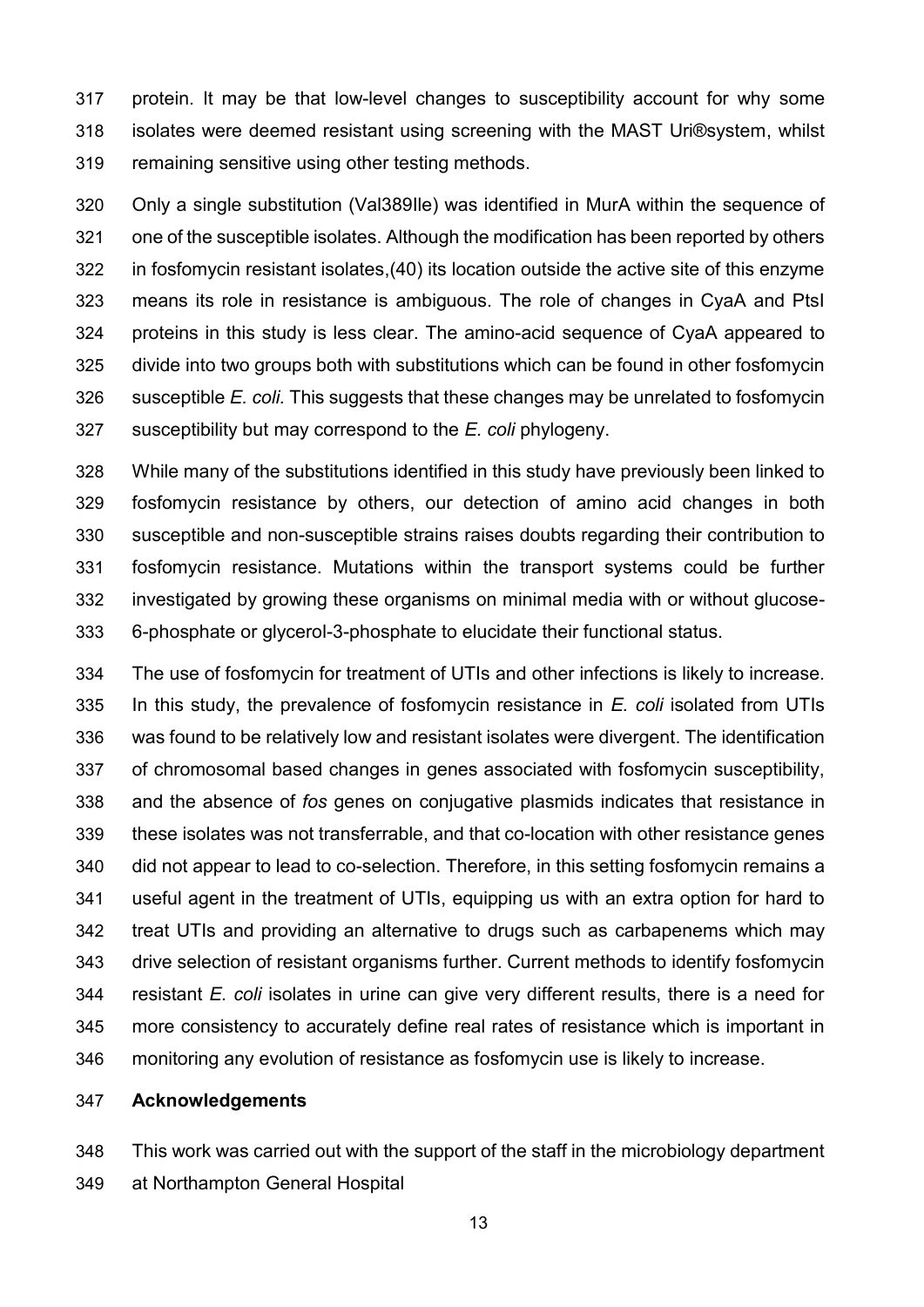protein. It may be that low-level changes to susceptibility account for why some isolates were deemed resistant using screening with the MAST Uri®system, whilst remaining sensitive using other testing methods.

Only a single substitution (Val389Ile) was identified in MurA within the sequence of one of the susceptible isolates. Although the modification has been reported by others in fosfomycin resistant isolates,(40) its location outside the active site of this enzyme means its role in resistance is ambiguous. The role of changes in CyaA and PtsI proteins in this study is less clear. The amino-acid sequence of CyaA appeared to divide into two groups both with substitutions which can be found in other fosfomycin susceptible *E. coli.* This suggests that these changes may be unrelated to fosfomycin susceptibility but may correspond to the *E. coli* phylogeny.

While many of the substitutions identified in this study have previously been linked to fosfomycin resistance by others, our detection of amino acid changes in both susceptible and non-susceptible strains raises doubts regarding their contribution to fosfomycin resistance. Mutations within the transport systems could be further investigated by growing these organisms on minimal media with or without glucose-6-phosphate or glycerol-3-phosphate to elucidate their functional status.

The use of fosfomycin for treatment of UTIs and other infections is likely to increase. In this study, the prevalence of fosfomycin resistance in *E. coli* isolated from UTIs was found to be relatively low and resistant isolates were divergent. The identification of chromosomal based changes in genes associated with fosfomycin susceptibility, and the absence of *fos* genes on conjugative plasmids indicates that resistance in these isolates was not transferrable, and that co-location with other resistance genes did not appear to lead to co-selection. Therefore, in this setting fosfomycin remains a useful agent in the treatment of UTIs, equipping us with an extra option for hard to treat UTIs and providing an alternative to drugs such as carbapenems which may drive selection of resistant organisms further. Current methods to identify fosfomycin resistant *E. coli* isolates in urine can give very different results, there is a need for more consistency to accurately define real rates of resistance which is important in monitoring any evolution of resistance as fosfomycin use is likely to increase.

## Acknowledgements

This work was carried out with the support of the staff in the microbiology department at Northampton General Hospital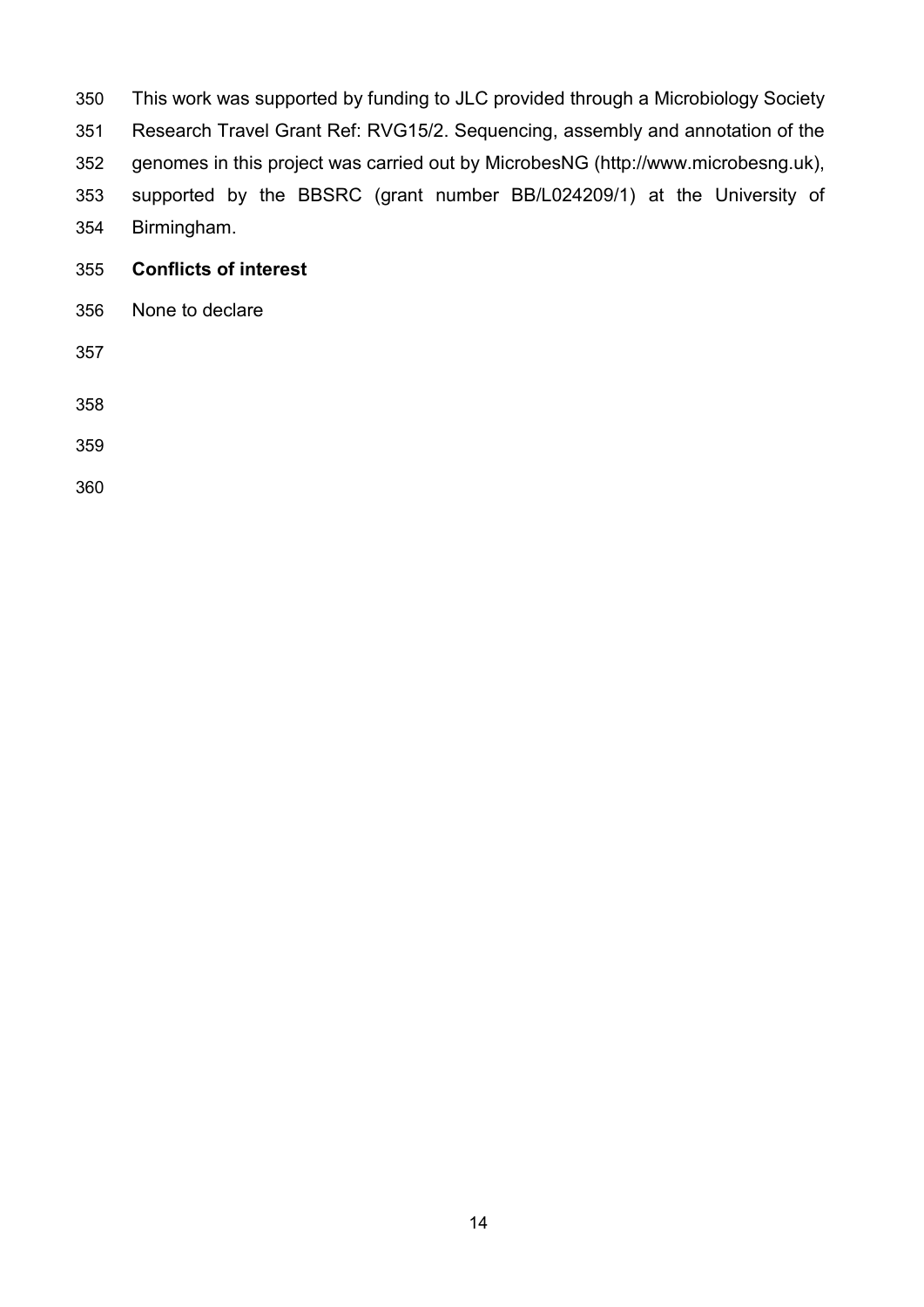This work was supported by funding to JLC provided through a Microbiology Society Research Travel Grant Ref: RVG15/2. Sequencing, assembly and annotation of the genomes in this project was carried out by MicrobesNG (http://www.microbesng.uk), supported by the BBSRC (grant number BB/L024209/1) at the University of Birmingham.

## Conflicts of interest

None to declare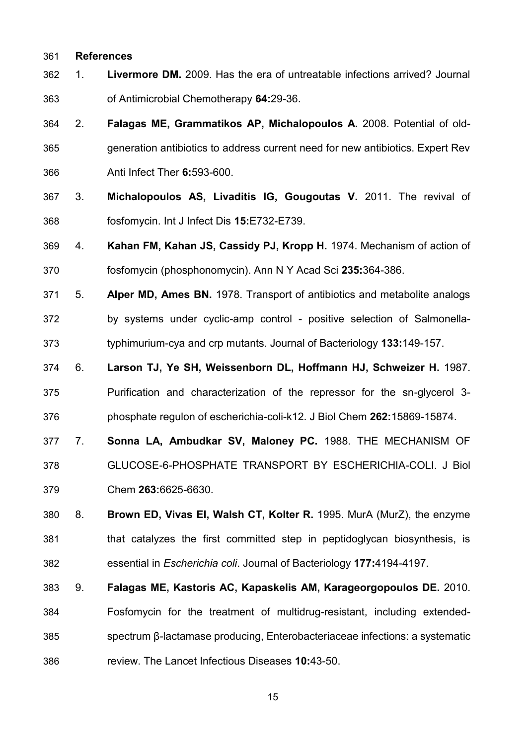## References

1. **Livermore DM.** 2009. Has the era of untreatable infections arrived? Journal of Antimicrobial Chemotherapy **64:**29-36.
2. **Falagas ME, Grammatikos AP, Michalopoulos A.** 2008. Potential of old-generation antibiotics to address current need for new antibiotics. Expert Rev Anti Infect Ther **6:**593-600.
3. **Michalopoulos AS, Livaditis IG, Gougoutas V.** 2011. The revival of fosfomycin. Int J Infect Dis **15:**E732-E739.
4. **Kahan FM, Kahan JS, Cassidy PJ, Kropp H.** 1974. Mechanism of action of fosfomycin (phosphonomycin). Ann N Y Acad Sci **235:**364-386.
5. **Alper MD, Ames BN.** 1978. Transport of antibiotics and metabolite analogs by systems under cyclic-amp control - positive selection of Salmonella-typhimurium-cya and crp mutants. Journal of Bacteriology **133:**149-157.
6. **Larson TJ, Ye SH, Weissenborn DL, Hoffmann HJ, Schweizer H.** 1987. Purification and characterization of the repressor for the sn-glycerol 3-phosphate regulon of escherichia-coli-k12. J Biol Chem **262:**15869-15874.
7. **Sonna LA, Ambudkar SV, Maloney PC.** 1988. THE MECHANISM OF GLUCOSE-6-PHOSPHATE TRANSPORT BY ESCHERICHIA-COLI. J Biol Chem **263:**6625-6630.
8. **Brown ED, Vivas EI, Walsh CT, Kolter R.** 1995. MurA (MurZ), the enzyme that catalyzes the first committed step in peptidoglycan biosynthesis, is essential in *Escherichia coli*. Journal of Bacteriology **177:**4194-4197.
9. **Falagas ME, Kastoris AC, Kapaskelis AM, Karageorgopoulos DE.** 2010. Fosfomycin for the treatment of multidrug-resistant, including extended-spectrum β-lactamase producing, Enterobacteriaceae infections: a systematic review. The Lancet Infectious Diseases **10:**43-50.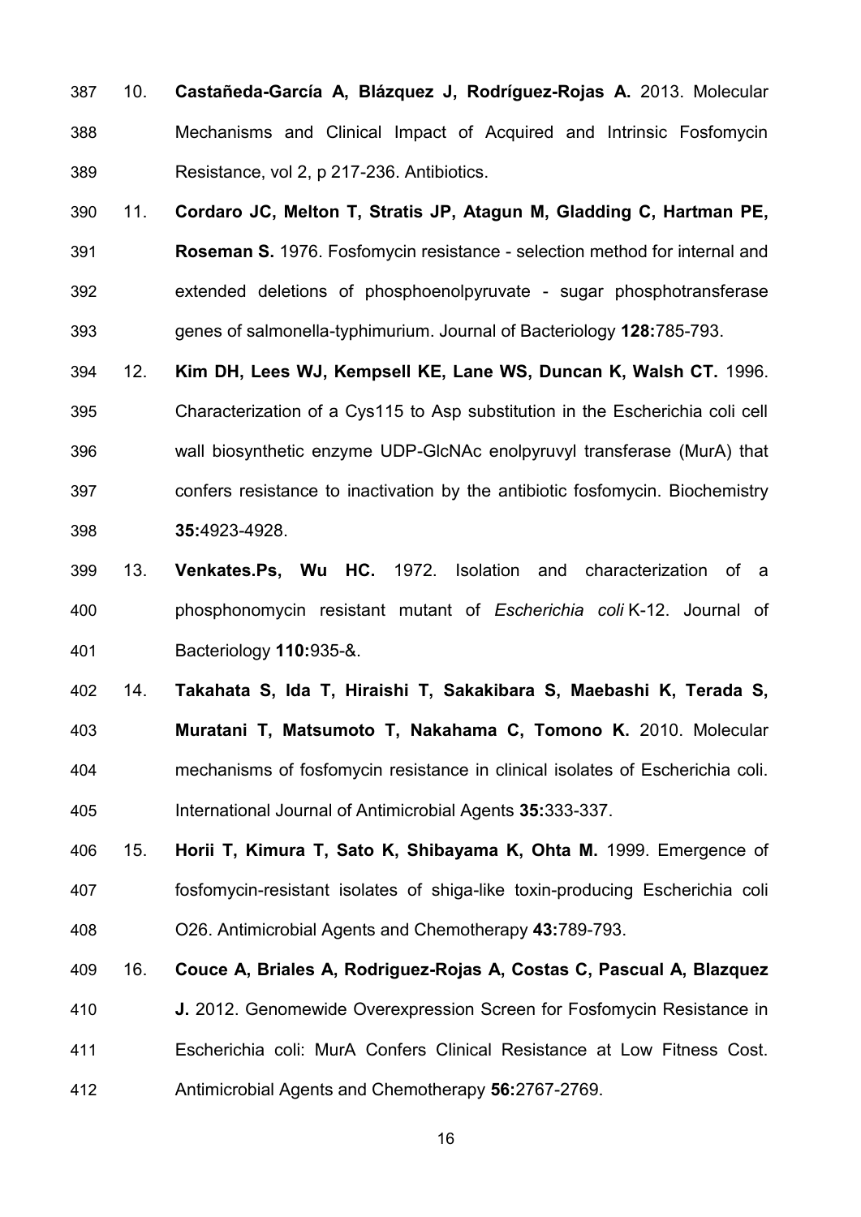10. **Castañeda-García A, Blázquez J, Rodríguez-Rojas A.** 2013. Molecular Mechanisms and Clinical Impact of Acquired and Intrinsic Fosfomycin Resistance, vol 2, p 217-236. Antibiotics.

11. **Cordaro JC, Melton T, Stratis JP, Atagun M, Gladding C, Hartman PE, Roseman S.** 1976. Fosfomycin resistance - selection method for internal and extended deletions of phosphoenolpyruvate - sugar phosphotransferase genes of salmonella-typhimurium. Journal of Bacteriology **128:**785-793.

12. **Kim DH, Lees WJ, Kempsell KE, Lane WS, Duncan K, Walsh CT.** 1996. Characterization of a Cys115 to Asp substitution in the Escherichia coli cell wall biosynthetic enzyme UDP-GlcNAc enolpyruvyl transferase (MurA) that confers resistance to inactivation by the antibiotic fosfomycin. Biochemistry **35:**4923-4928.

13. **Venkates.Ps, Wu HC.** 1972. Isolation and characterization of a phosphonomycin resistant mutant of *Escherichia coli* K-12. Journal of Bacteriology **110:**935-&.

14. **Takahata S, Ida T, Hiraishi T, Sakakibara S, Maebashi K, Terada S, Muratani T, Matsumoto T, Nakahama C, Tomono K.** 2010. Molecular mechanisms of fosfomycin resistance in clinical isolates of Escherichia coli. International Journal of Antimicrobial Agents **35:**333-337.

15. **Horii T, Kimura T, Sato K, Shibayama K, Ohta M.** 1999. Emergence of fosfomycin-resistant isolates of shiga-like toxin-producing Escherichia coli O26. Antimicrobial Agents and Chemotherapy **43:**789-793.

16. **Couce A, Briales A, Rodriguez-Rojas A, Costas C, Pascual A, Blazquez J.** 2012. Genomewide Overexpression Screen for Fosfomycin Resistance in Escherichia coli: MurA Confers Clinical Resistance at Low Fitness Cost. Antimicrobial Agents and Chemotherapy **56:**2767-2769.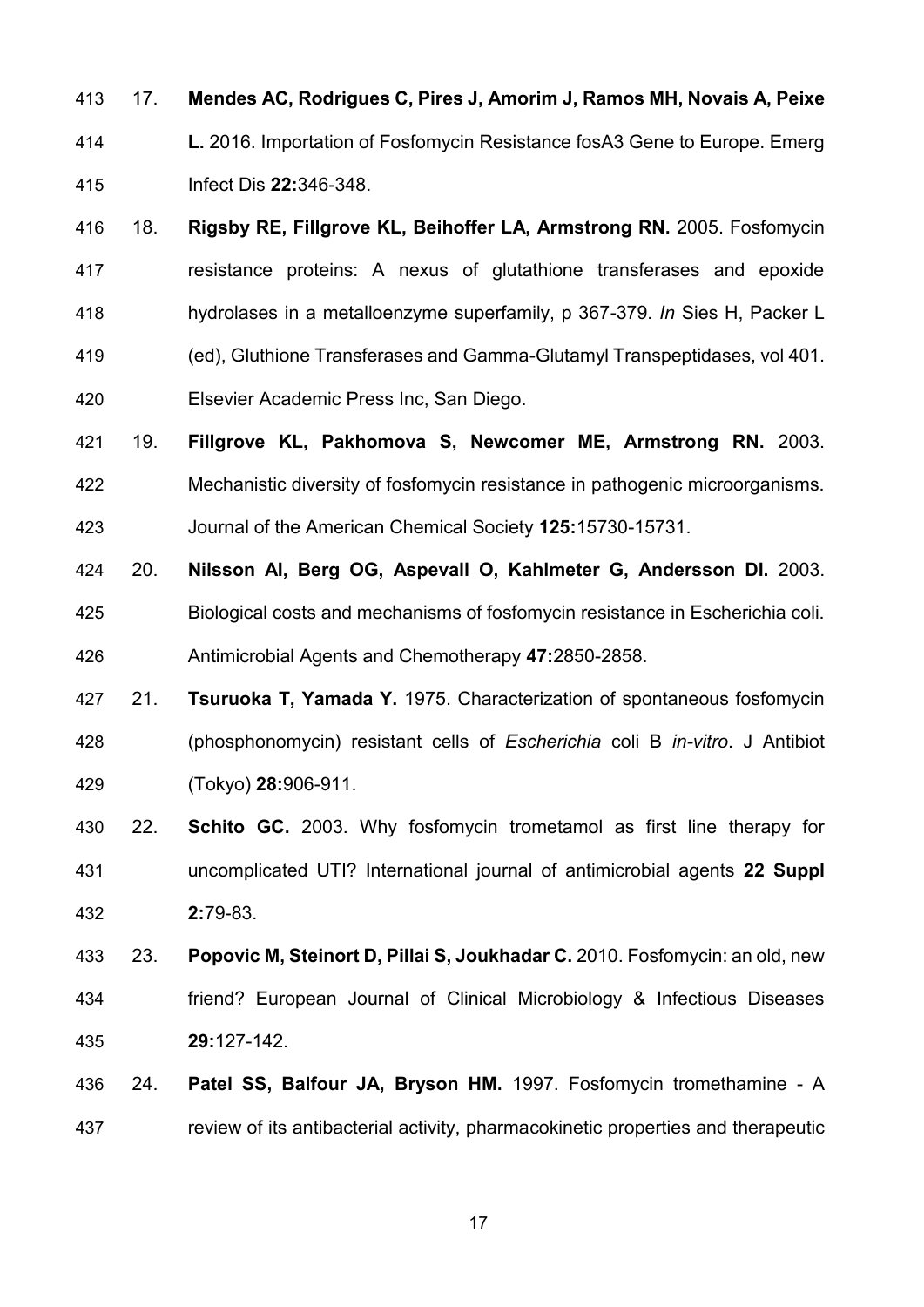17. **Mendes AC, Rodrigues C, Pires J, Amorim J, Ramos MH, Novais A, Peixe L.** 2016. Importation of Fosfomycin Resistance fosA3 Gene to Europe. Emerg Infect Dis **22:**346-348.

18. **Rigsby RE, Fillgrove KL, Beihoffer LA, Armstrong RN.** 2005. Fosfomycin resistance proteins: A nexus of glutathione transferases and epoxide hydrolases in a metalloenzyme superfamily, p 367-379. *In* Sies H, Packer L (ed), Gluthione Transferases and Gamma-Glutamyl Transpeptidases, vol 401. Elsevier Academic Press Inc, San Diego.

19. **Fillgrove KL, Pakhomova S, Newcomer ME, Armstrong RN.** 2003. Mechanistic diversity of fosfomycin resistance in pathogenic microorganisms. Journal of the American Chemical Society **125:**15730-15731.

20. **Nilsson AI, Berg OG, Aspevall O, Kahlmeter G, Andersson DI.** 2003. Biological costs and mechanisms of fosfomycin resistance in Escherichia coli. Antimicrobial Agents and Chemotherapy **47:**2850-2858.

21. **Tsuruoka T, Yamada Y.** 1975. Characterization of spontaneous fosfomycin (phosphonomycin) resistant cells of *Escherichia* coli B *in-vitro*. J Antibiot (Tokyo) **28:**906-911.

22. **Schito GC.** 2003. Why fosfomycin trometamol as first line therapy for uncomplicated UTI? International journal of antimicrobial agents **22 Suppl 2:**79-83.

23. **Popovic M, Steinort D, Pillai S, Joukhadar C.** 2010. Fosfomycin: an old, new friend? European Journal of Clinical Microbiology & Infectious Diseases **29:**127-142.

24. **Patel SS, Balfour JA, Bryson HM.** 1997. Fosfomycin tromethamine - A review of its antibacterial activity, pharmacokinetic properties and therapeutic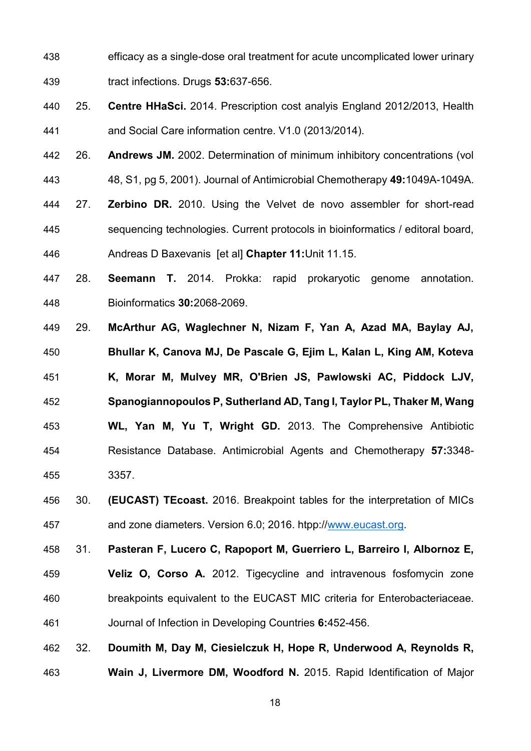efficacy as a single-dose oral treatment for acute uncomplicated lower urinary tract infections. Drugs **53:**637-656.

25. **Centre HHaSci.** 2014. Prescription cost analyis England 2012/2013, Health and Social Care information centre. V1.0 (2013/2014).

26. **Andrews JM.** 2002. Determination of minimum inhibitory concentrations (vol 48, S1, pg 5, 2001). Journal of Antimicrobial Chemotherapy **49:**1049A-1049A.

27. **Zerbino DR.** 2010. Using the Velvet de novo assembler for short-read sequencing technologies. Current protocols in bioinformatics / editoral board, Andreas D Baxevanis [et al] **Chapter 11:**Unit 11.15.

28. **Seemann T.** 2014. Prokka: rapid prokaryotic genome annotation. Bioinformatics **30:**2068-2069.

29. **McArthur AG, Waglechner N, Nizam F, Yan A, Azad MA, Baylay AJ, Bhullar K, Canova MJ, De Pascale G, Ejim L, Kalan L, King AM, Koteva K, Morar M, Mulvey MR, O'Brien JS, Pawlowski AC, Piddock LJV, Spanogiannopoulos P, Sutherland AD, Tang I, Taylor PL, Thaker M, Wang WL, Yan M, Yu T, Wright GD.** 2013. The Comprehensive Antibiotic Resistance Database. Antimicrobial Agents and Chemotherapy **57:**3348-3357.

30. **(EUCAST) TEcoast.** 2016. Breakpoint tables for the interpretation of MICs and zone diameters. Version 6.0; 2016. htpp://www.eucast.org.

31. **Pasteran F, Lucero C, Rapoport M, Guerriero L, Barreiro I, Albornoz E, Veliz O, Corso A.** 2012. Tigecycline and intravenous fosfomycin zone breakpoints equivalent to the EUCAST MIC criteria for Enterobacteriaceae. Journal of Infection in Developing Countries **6:**452-456.

32. **Doumith M, Day M, Ciesielczuk H, Hope R, Underwood A, Reynolds R, Wain J, Livermore DM, Woodford N.** 2015. Rapid Identification of Major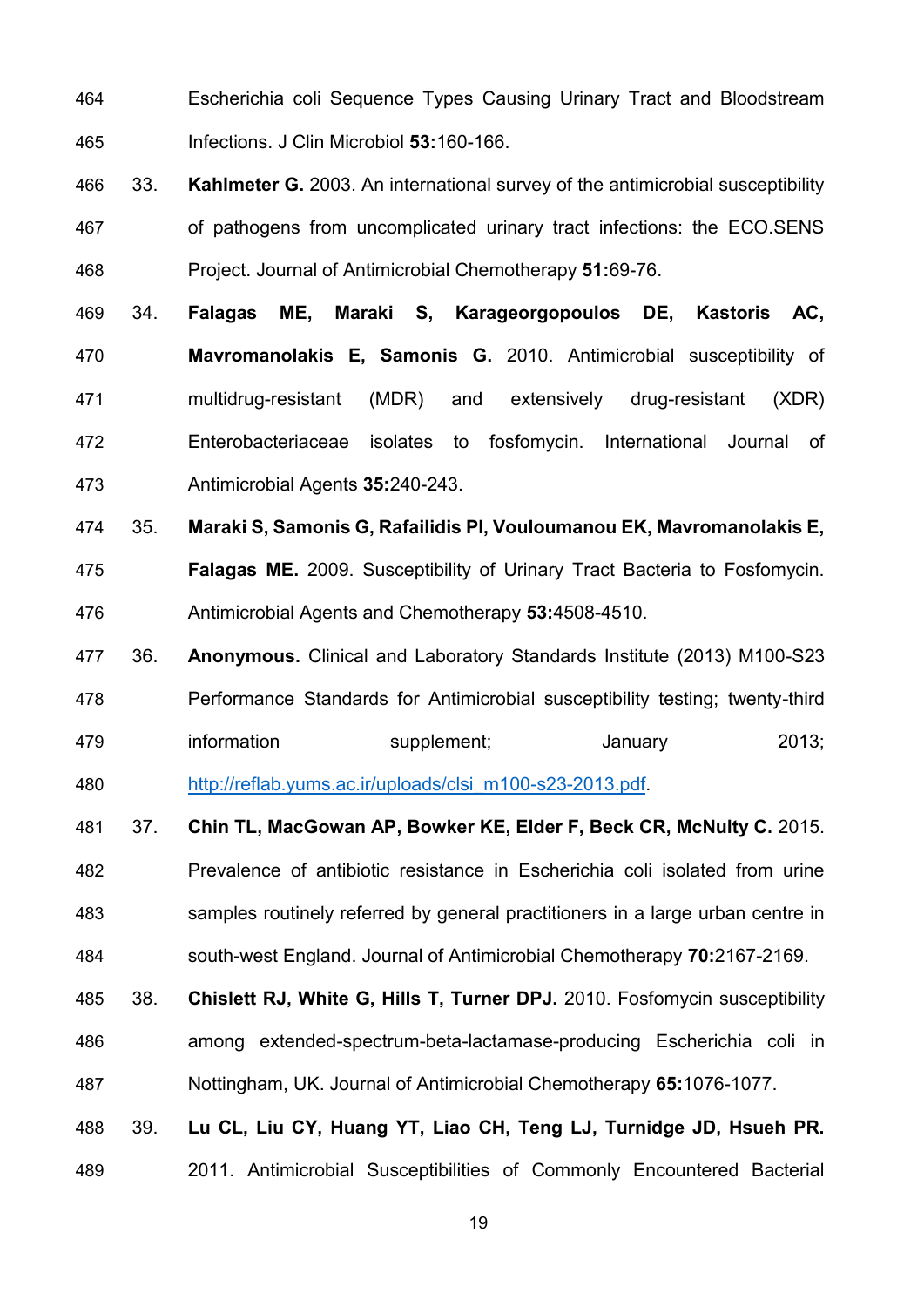Escherichia coli Sequence Types Causing Urinary Tract and Bloodstream Infections. J Clin Microbiol **53:**160-166.

33. **Kahlmeter G.** 2003. An international survey of the antimicrobial susceptibility of pathogens from uncomplicated urinary tract infections: the ECO.SENS Project. Journal of Antimicrobial Chemotherapy **51:**69-76.

34. **Falagas ME, Maraki S, Karageorgopoulos DE, Kastoris AC, Mavromanolakis E, Samonis G.** 2010. Antimicrobial susceptibility of multidrug-resistant (MDR) and extensively drug-resistant (XDR) Enterobacteriaceae isolates to fosfomycin. International Journal of Antimicrobial Agents **35:**240-243.

35. **Maraki S, Samonis G, Rafailidis PI, Vouloumanou EK, Mavromanolakis E, Falagas ME.** 2009. Susceptibility of Urinary Tract Bacteria to Fosfomycin. Antimicrobial Agents and Chemotherapy **53:**4508-4510.

36. **Anonymous.** Clinical and Laboratory Standards Institute (2013) M100-S23 Performance Standards for Antimicrobial susceptibility testing; twenty-third information supplement; January 2013; http://reflab.yums.ac.ir/uploads/clsi_m100-s23-2013.pdf.

37. **Chin TL, MacGowan AP, Bowker KE, Elder F, Beck CR, McNulty C.** 2015. Prevalence of antibiotic resistance in Escherichia coli isolated from urine samples routinely referred by general practitioners in a large urban centre in south-west England. Journal of Antimicrobial Chemotherapy **70:**2167-2169.

38. **Chislett RJ, White G, Hills T, Turner DPJ.** 2010. Fosfomycin susceptibility among extended-spectrum-beta-lactamase-producing Escherichia coli in Nottingham, UK. Journal of Antimicrobial Chemotherapy **65:**1076-1077.

39. **Lu CL, Liu CY, Huang YT, Liao CH, Teng LJ, Turnidge JD, Hsueh PR.** 2011. Antimicrobial Susceptibilities of Commonly Encountered Bacterial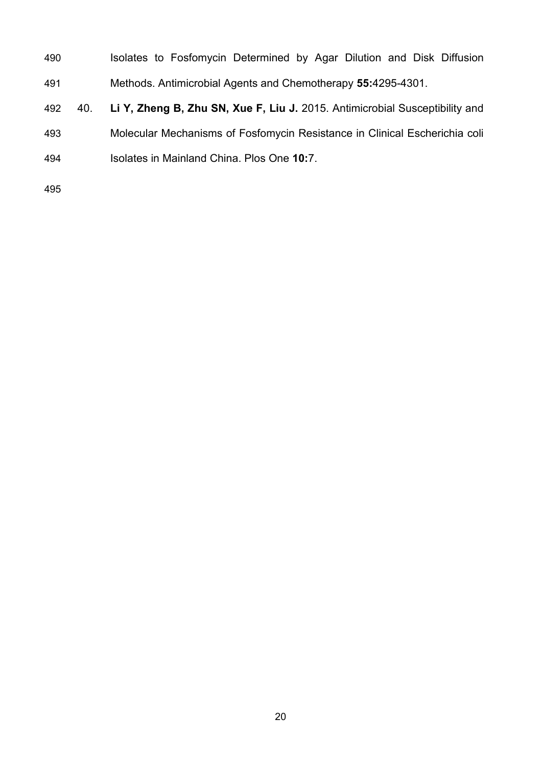Isolates to Fosfomycin Determined by Agar Dilution and Disk Diffusion Methods. Antimicrobial Agents and Chemotherapy **55:**4295-4301.

40. **Li Y, Zheng B, Zhu SN, Xue F, Liu J.** 2015. Antimicrobial Susceptibility and Molecular Mechanisms of Fosfomycin Resistance in Clinical Escherichia coli Isolates in Mainland China. Plos One **10:**7.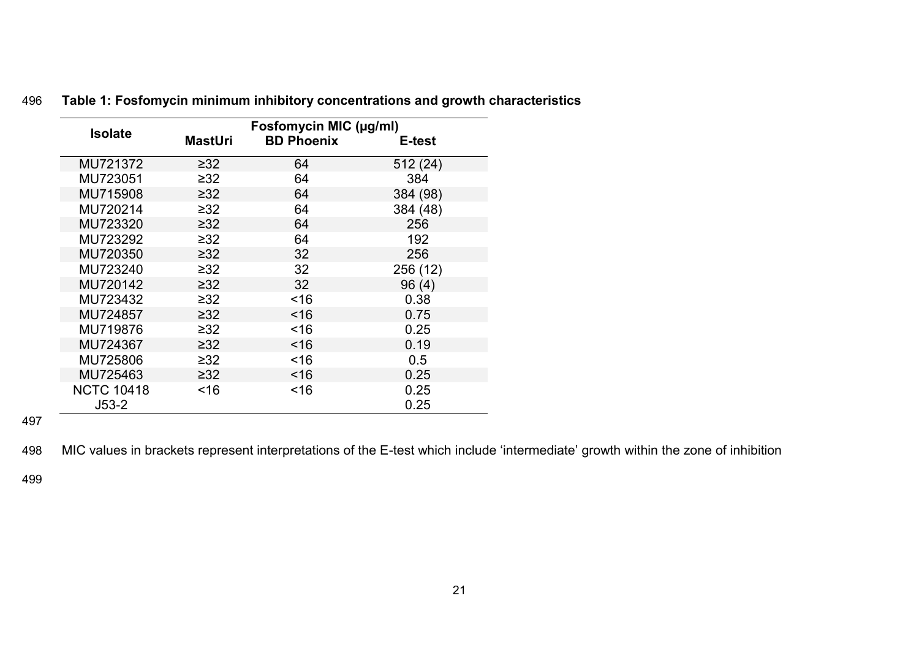**Table 1: Fosfomycin minimum inhibitory concentrations and growth characteristics**

| Isolate | Fosfomycin MIC (µg/ml) | | |
|---|---|---|---|
| | MastUri | BD Phoenix | E-test |
| MU721372 | ≥32 | 64 | 512 (24) |
| MU723051 | ≥32 | 64 | 384 |
| MU715908 | ≥32 | 64 | 384 (98) |
| MU720214 | ≥32 | 64 | 384 (48) |
| MU723320 | ≥32 | 64 | 256 |
| MU723292 | ≥32 | 64 | 192 |
| MU720350 | ≥32 | 32 | 256 |
| MU723240 | ≥32 | 32 | 256 (12) |
| MU720142 | ≥32 | 32 | 96 (4) |
| MU723432 | ≥32 | <16 | 0.38 |
| MU724857 | ≥32 | <16 | 0.75 |
| MU719876 | ≥32 | <16 | 0.25 |
| MU724367 | ≥32 | <16 | 0.19 |
| MU725806 | ≥32 | <16 | 0.5 |
| MU725463 | ≥32 | <16 | 0.25 |
| NCTC 10418 | <16 | <16 | 0.25 |
| J53-2 | | | 0.25 |

MIC values in brackets represent interpretations of the E-test which include 'intermediate' growth within the zone of inhibition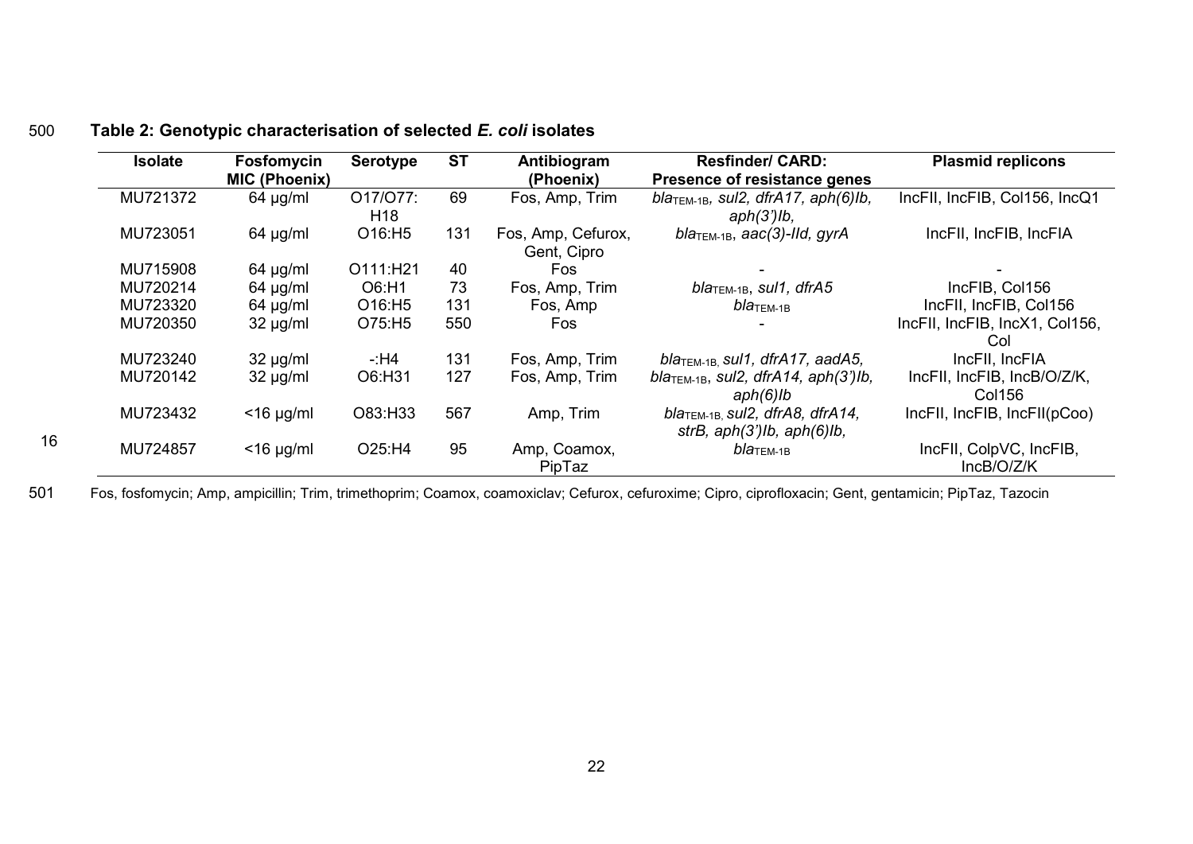**Table 2: Genotypic characterisation of selected *E. coli* isolates**

| Isolate | Fosfomycin MIC (Phoenix) | Serotype | ST | Antibiogram (Phoenix) | Resfinder/ CARD: Presence of resistance genes | Plasmid replicons |
|---|---|---|---|---|---|---|
| MU721372 | 64 µg/ml | O17/O77:H18 | 69 | Fos, Amp, Trim | *bla*$_{TEM-1B}$, *sul2, dfrA17, aph(6)Ib, aph(3')Ib,* | IncFII, IncFIB, Col156, IncQ1 |
| MU723051 | 64 µg/ml | O16:H5 | 131 | Fos, Amp, Cefurox, Gent, Cipro | *bla*$_{TEM-1B}$, *aac(3)-IId, gyrA* | IncFII, IncFIB, IncFIA |
| MU715908 | 64 µg/ml | O111:H21 | 40 | Fos | - | - |
| MU720214 | 64 µg/ml | O6:H1 | 73 | Fos, Amp, Trim | *bla*$_{TEM-1B}$, *sul1, dfrA5* | IncFIB, Col156 |
| MU723320 | 64 µg/ml | O16:H5 | 131 | Fos, Amp | *bla*$_{TEM-1B}$ | IncFII, IncFIB, Col156 |
| MU720350 | 32 µg/ml | O75:H5 | 550 | Fos | - | IncFII, IncFIB, IncX1, Col156, Col |
| MU723240 | 32 µg/ml | -:H4 | 131 | Fos, Amp, Trim | *bla*$_{TEM-1B,}$ *sul1, dfrA17, aadA5,* | IncFII, IncFIA |
| MU720142 | 32 µg/ml | O6:H31 | 127 | Fos, Amp, Trim | *bla*$_{TEM-1B}$, *sul2, dfrA14, aph(3')Ib, aph(6)Ib* | IncFII, IncFIB, IncB/O/Z/K, Col156 |
| MU723432 | <16 µg/ml | O83:H33 | 567 | Amp, Trim | *bla*$_{TEM-1B,}$ *sul2, dfrA8, dfrA14, strB, aph(3')Ib, aph(6)Ib,* | IncFII, IncFIB, IncFII(pCoo) |
| MU724857 | <16 µg/ml | O25:H4 | 95 | Amp, Coamox, PipTaz | *bla*$_{TEM-1B}$ | IncFII, ColpVC, IncFIB, IncB/O/Z/K |

Fos, fosfomycin; Amp, ampicillin; Trim, trimethoprim; Coamox, coamoxiclav; Cefurox, cefuroxime; Cipro, ciprofloxacin; Gent, gentamicin; PipTaz, Tazocin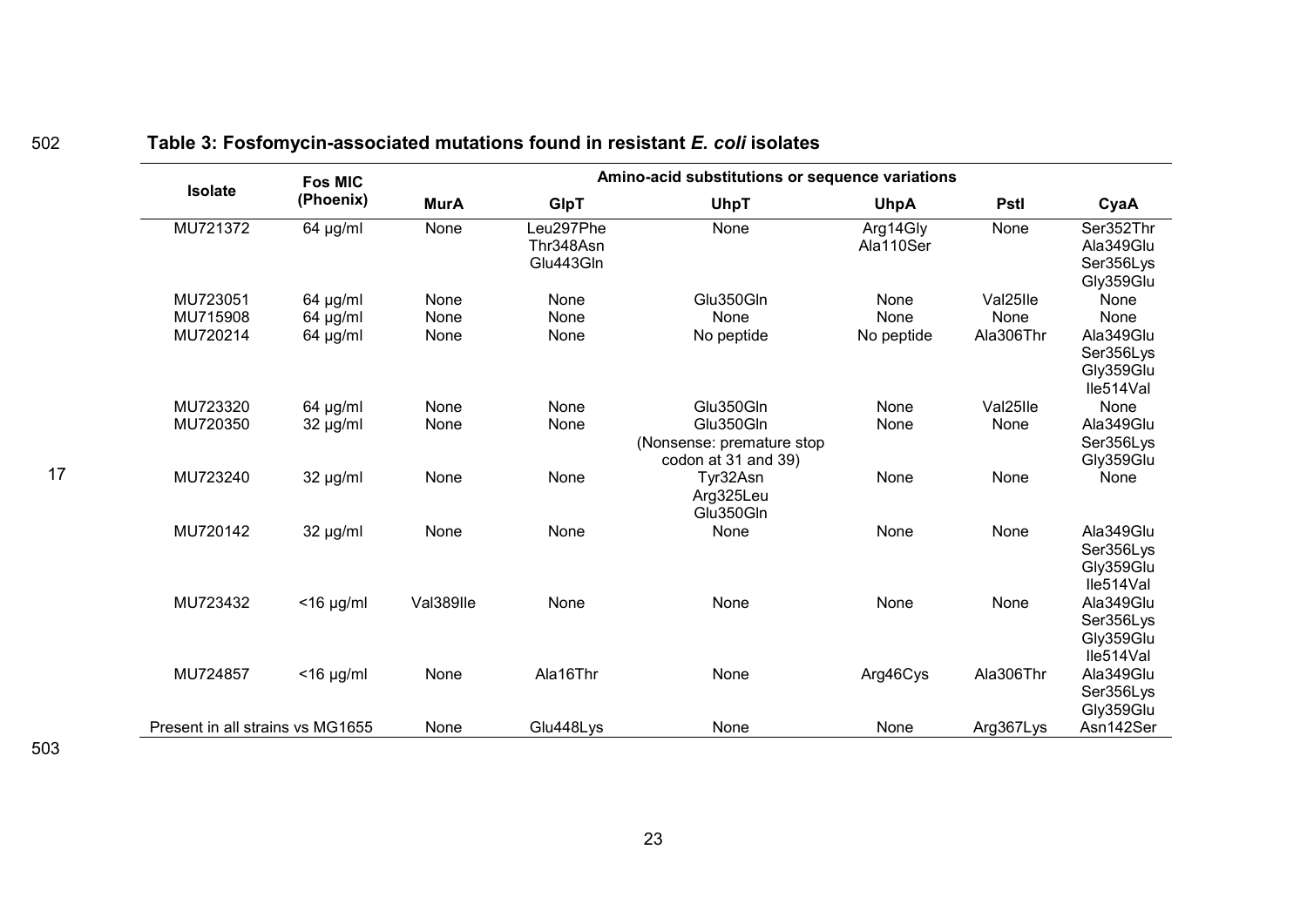**Table 3: Fosfomycin-associated mutations found in resistant *E. coli* isolates**

| Isolate | Fos MIC (Phoenix) | Amino-acid substitutions or sequence variations | | | | | |
|---|---|---|---|---|---|---|---|
| | | MurA | GlpT | UhpT | UhpA | PstI | CyaA |
| MU721372 | 64 µg/ml | None | Leu297Phe Thr348Asn Glu443Gln | None | Arg14Gly Ala110Ser | None | Ser352Thr Ala349Glu Ser356Lys Gly359Glu |
| MU723051 | 64 µg/ml | None | None | Glu350Gln | None | Val25Ile | None |
| MU715908 | 64 µg/ml | None | None | None | None | None | None |
| MU720214 | 64 µg/ml | None | None | No peptide | No peptide | Ala306Thr | Ala349Glu Ser356Lys Gly359Glu Ile514Val |
| MU723320 | 64 µg/ml | None | None | Glu350Gln | None | Val25Ile | None |
| MU720350 | 32 µg/ml | None | None | Glu350Gln (Nonsense: premature stop codon at 31 and 39) | None | None | Ala349Glu Ser356Lys Gly359Glu |
| MU723240 | 32 µg/ml | None | None | Tyr32Asn Arg325Leu Glu350Gln | None | None | None |
| MU720142 | 32 µg/ml | None | None | None | None | None | Ala349Glu Ser356Lys Gly359Glu Ile514Val |
| MU723432 | <16 µg/ml | Val389Ile | None | None | None | None | Ala349Glu Ser356Lys Gly359Glu Ile514Val |
| MU724857 | <16 µg/ml | None | Ala16Thr | None | Arg46Cys | Ala306Thr | Ala349Glu Ser356Lys Gly359Glu |
| Present in all strains vs MG1655 | | None | Glu448Lys | None | None | Arg367Lys | Asn142Ser |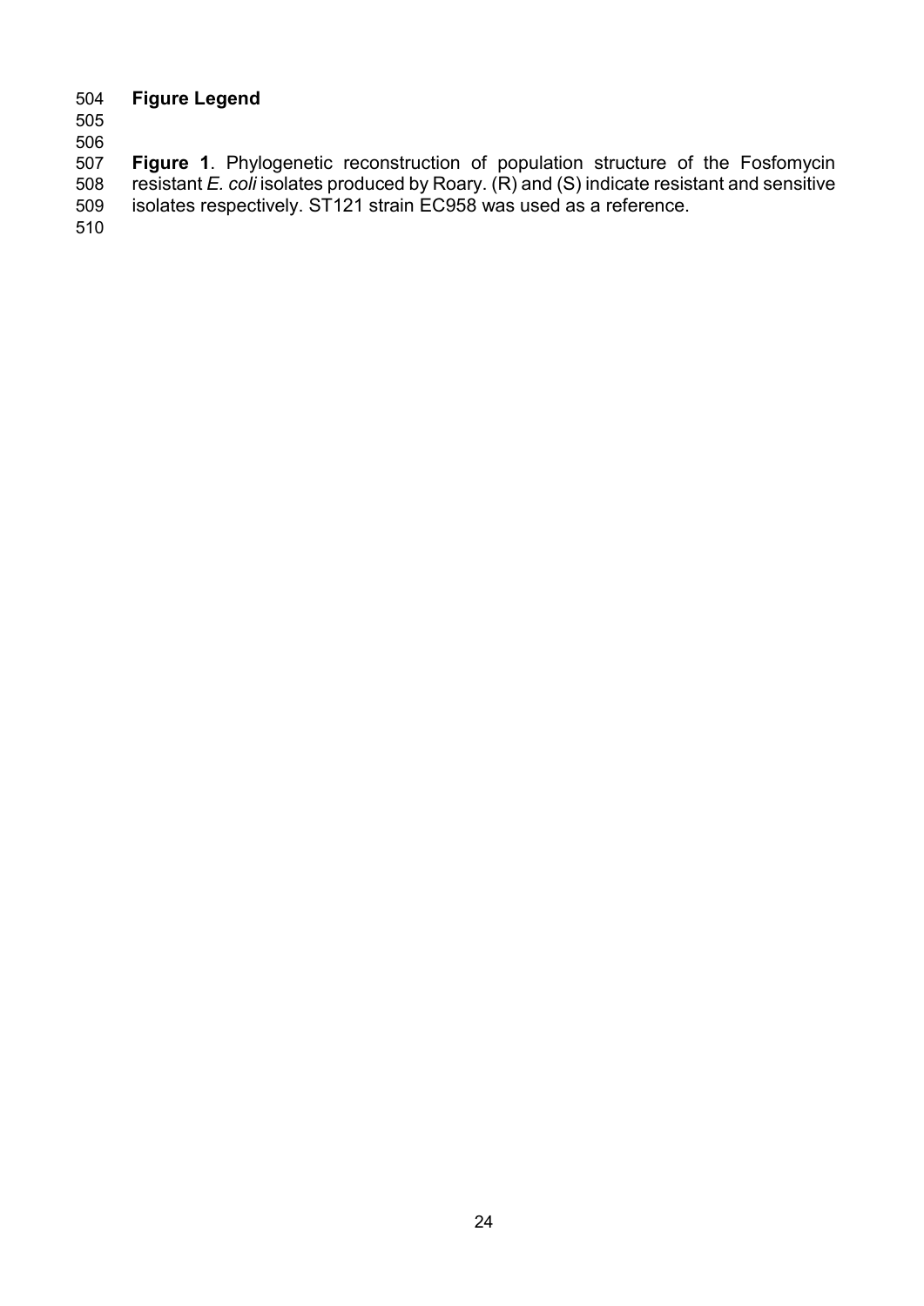## Figure Legend

**Figure 1**. Phylogenetic reconstruction of population structure of the Fosfomycin resistant *E. coli* isolates produced by Roary. (R) and (S) indicate resistant and sensitive isolates respectively. ST121 strain EC958 was used as a reference.